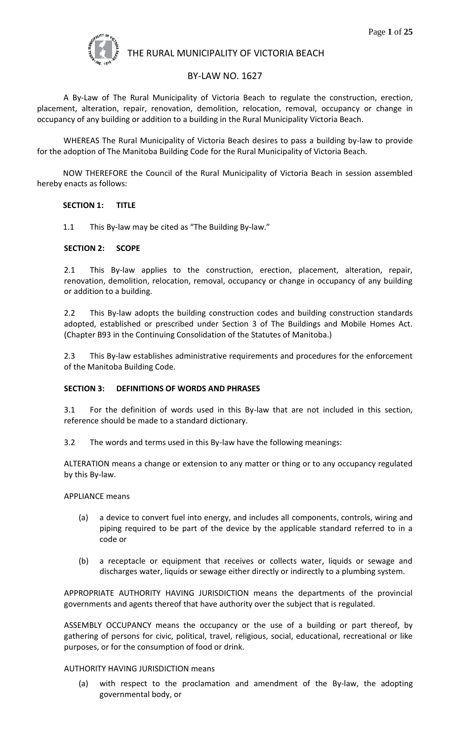# THE RURAL MUNICIPALITY OF VICTORIA BEACH

## BY-LAW NO. 1627

A By-Law of The Rural Municipality of Victoria Beach to regulate the construction, erection, placement, alteration, repair, renovation, demolition, relocation, removal, occupancy or change in occupancy of any building or addition to a building in the Rural Municipality Victoria Beach.

WHEREAS The Rural Municipality of Victoria Beach desires to pass a building by-law to provide for the adoption of The Manitoba Building Code for the Rural Municipality of Victoria Beach.

NOW THEREFORE the Council of the Rural Municipality of Victoria Beach in session assembled hereby enacts as follows:

### SECTION 1: TITLE

1.1 This By-law may be cited as "The Building By-law."

### SECTION 2: SCOPE

2.1 This By-law applies to the construction, erection, placement, alteration, repair, renovation, demolition, relocation, removal, occupancy or change in occupancy of any building or addition to a building.

2.2 This By-law adopts the building construction codes and building construction standards adopted, established or prescribed under Section 3 of The Buildings and Mobile Homes Act. (Chapter B93 in the Continuing Consolidation of the Statutes of Manitoba.)

2.3 This By-law establishes administrative requirements and procedures for the enforcement of the Manitoba Building Code.

### SECTION 3: DEFINITIONS OF WORDS AND PHRASES

3.1 For the definition of words used in this By-law that are not included in this section, reference should be made to a standard dictionary.

3.2 The words and terms used in this By-law have the following meanings:

ALTERATION means a change or extension to any matter or thing or to any occupancy regulated by this By-law.

APPLIANCE means

(a) a device to convert fuel into energy, and includes all components, controls, wiring and piping required to be part of the device by the applicable standard referred to in a code or

(b) a receptacle or equipment that receives or collects water, liquids or sewage and discharges water, liquids or sewage either directly or indirectly to a plumbing system.

APPROPRIATE AUTHORITY HAVING JURISDICTION means the departments of the provincial governments and agents thereof that have authority over the subject that is regulated.

ASSEMBLY OCCUPANCY means the occupancy or the use of a building or part thereof, by gathering of persons for civic, political, travel, religious, social, educational, recreational or like purposes, or for the consumption of food or drink.

AUTHORITY HAVING JURISDICTION means

(a) with respect to the proclamation and amendment of the By-law, the adopting governmental body, or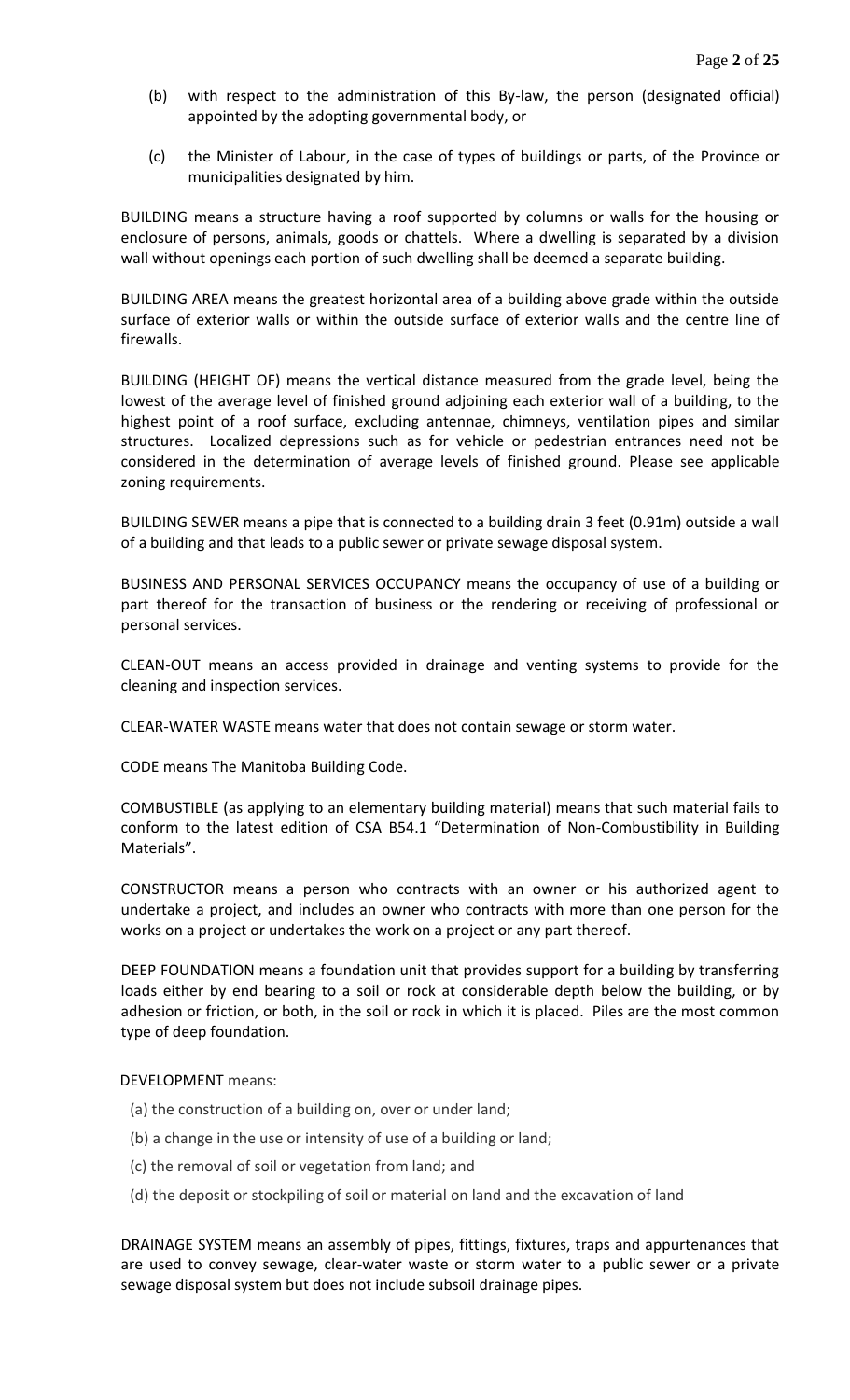(b) with respect to the administration of this By-law, the person (designated official) appointed by the adopting governmental body, or

(c) the Minister of Labour, in the case of types of buildings or parts, of the Province or municipalities designated by him.

BUILDING means a structure having a roof supported by columns or walls for the housing or enclosure of persons, animals, goods or chattels. Where a dwelling is separated by a division wall without openings each portion of such dwelling shall be deemed a separate building.

BUILDING AREA means the greatest horizontal area of a building above grade within the outside surface of exterior walls or within the outside surface of exterior walls and the centre line of firewalls.

BUILDING (HEIGHT OF) means the vertical distance measured from the grade level, being the lowest of the average level of finished ground adjoining each exterior wall of a building, to the highest point of a roof surface, excluding antennae, chimneys, ventilation pipes and similar structures. Localized depressions such as for vehicle or pedestrian entrances need not be considered in the determination of average levels of finished ground. Please see applicable zoning requirements.

BUILDING SEWER means a pipe that is connected to a building drain 3 feet (0.91m) outside a wall of a building and that leads to a public sewer or private sewage disposal system.

BUSINESS AND PERSONAL SERVICES OCCUPANCY means the occupancy of use of a building or part thereof for the transaction of business or the rendering or receiving of professional or personal services.

CLEAN-OUT means an access provided in drainage and venting systems to provide for the cleaning and inspection services.

CLEAR-WATER WASTE means water that does not contain sewage or storm water.

CODE means The Manitoba Building Code.

COMBUSTIBLE (as applying to an elementary building material) means that such material fails to conform to the latest edition of CSA B54.1 "Determination of Non-Combustibility in Building Materials".

CONSTRUCTOR means a person who contracts with an owner or his authorized agent to undertake a project, and includes an owner who contracts with more than one person for the works on a project or undertakes the work on a project or any part thereof.

DEEP FOUNDATION means a foundation unit that provides support for a building by transferring loads either by end bearing to a soil or rock at considerable depth below the building, or by adhesion or friction, or both, in the soil or rock in which it is placed. Piles are the most common type of deep foundation.

DEVELOPMENT means:

(a) the construction of a building on, over or under land;

(b) a change in the use or intensity of use of a building or land;

(c) the removal of soil or vegetation from land; and

(d) the deposit or stockpiling of soil or material on land and the excavation of land

DRAINAGE SYSTEM means an assembly of pipes, fittings, fixtures, traps and appurtenances that are used to convey sewage, clear-water waste or storm water to a public sewer or a private sewage disposal system but does not include subsoil drainage pipes.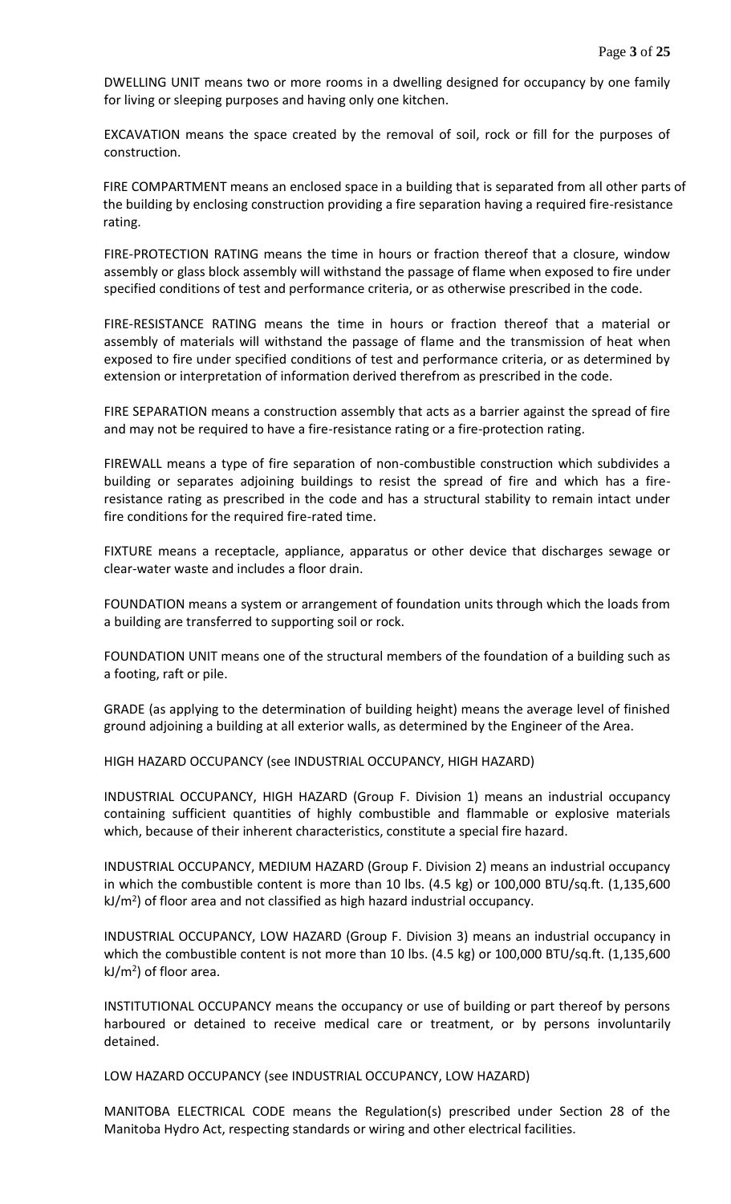DWELLING UNIT means two or more rooms in a dwelling designed for occupancy by one family for living or sleeping purposes and having only one kitchen.

EXCAVATION means the space created by the removal of soil, rock or fill for the purposes of construction.

FIRE COMPARTMENT means an enclosed space in a building that is separated from all other parts of the building by enclosing construction providing a fire separation having a required fire-resistance rating.

FIRE-PROTECTION RATING means the time in hours or fraction thereof that a closure, window assembly or glass block assembly will withstand the passage of flame when exposed to fire under specified conditions of test and performance criteria, or as otherwise prescribed in the code.

FIRE-RESISTANCE RATING means the time in hours or fraction thereof that a material or assembly of materials will withstand the passage of flame and the transmission of heat when exposed to fire under specified conditions of test and performance criteria, or as determined by extension or interpretation of information derived therefrom as prescribed in the code.

FIRE SEPARATION means a construction assembly that acts as a barrier against the spread of fire and may not be required to have a fire-resistance rating or a fire-protection rating.

FIREWALL means a type of fire separation of non-combustible construction which subdivides a building or separates adjoining buildings to resist the spread of fire and which has a fire-resistance rating as prescribed in the code and has a structural stability to remain intact under fire conditions for the required fire-rated time.

FIXTURE means a receptacle, appliance, apparatus or other device that discharges sewage or clear-water waste and includes a floor drain.

FOUNDATION means a system or arrangement of foundation units through which the loads from a building are transferred to supporting soil or rock.

FOUNDATION UNIT means one of the structural members of the foundation of a building such as a footing, raft or pile.

GRADE (as applying to the determination of building height) means the average level of finished ground adjoining a building at all exterior walls, as determined by the Engineer of the Area.

HIGH HAZARD OCCUPANCY (see INDUSTRIAL OCCUPANCY, HIGH HAZARD)

INDUSTRIAL OCCUPANCY, HIGH HAZARD (Group F. Division 1) means an industrial occupancy containing sufficient quantities of highly combustible and flammable or explosive materials which, because of their inherent characteristics, constitute a special fire hazard.

INDUSTRIAL OCCUPANCY, MEDIUM HAZARD (Group F. Division 2) means an industrial occupancy in which the combustible content is more than 10 lbs. (4.5 kg) or 100,000 BTU/sq.ft. (1,135,600 $kJ/m^2$) of floor area and not classified as high hazard industrial occupancy.

INDUSTRIAL OCCUPANCY, LOW HAZARD (Group F. Division 3) means an industrial occupancy in which the combustible content is not more than 10 lbs. (4.5 kg) or 100,000 BTU/sq.ft. (1,135,600 $kJ/m^2$) of floor area.

INSTITUTIONAL OCCUPANCY means the occupancy or use of building or part thereof by persons harboured or detained to receive medical care or treatment, or by persons involuntarily detained.

LOW HAZARD OCCUPANCY (see INDUSTRIAL OCCUPANCY, LOW HAZARD)

MANITOBA ELECTRICAL CODE means the Regulation(s) prescribed under Section 28 of the Manitoba Hydro Act, respecting standards or wiring and other electrical facilities.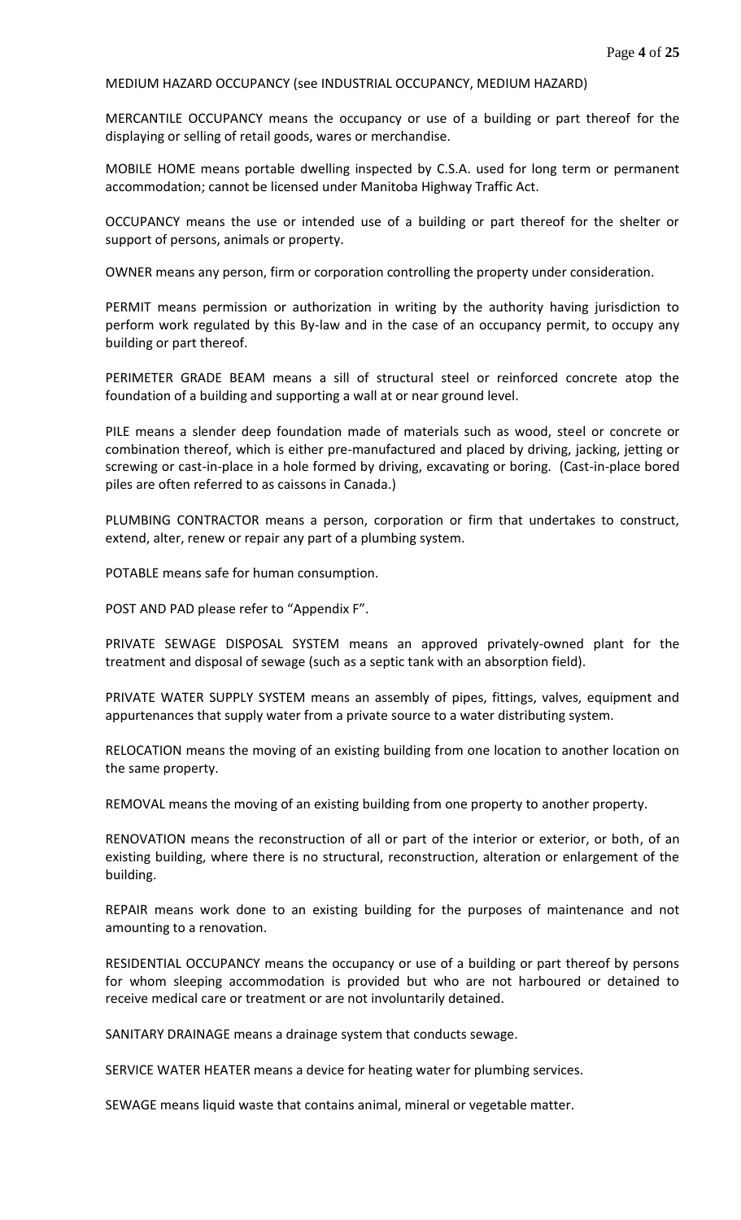MEDIUM HAZARD OCCUPANCY (see INDUSTRIAL OCCUPANCY, MEDIUM HAZARD)

MERCANTILE OCCUPANCY means the occupancy or use of a building or part thereof for the displaying or selling of retail goods, wares or merchandise.

MOBILE HOME means portable dwelling inspected by C.S.A. used for long term or permanent accommodation; cannot be licensed under Manitoba Highway Traffic Act.

OCCUPANCY means the use or intended use of a building or part thereof for the shelter or support of persons, animals or property.

OWNER means any person, firm or corporation controlling the property under consideration.

PERMIT means permission or authorization in writing by the authority having jurisdiction to perform work regulated by this By-law and in the case of an occupancy permit, to occupy any building or part thereof.

PERIMETER GRADE BEAM means a sill of structural steel or reinforced concrete atop the foundation of a building and supporting a wall at or near ground level.

PILE means a slender deep foundation made of materials such as wood, steel or concrete or combination thereof, which is either pre-manufactured and placed by driving, jacking, jetting or screwing or cast-in-place in a hole formed by driving, excavating or boring. (Cast-in-place bored piles are often referred to as caissons in Canada.)

PLUMBING CONTRACTOR means a person, corporation or firm that undertakes to construct, extend, alter, renew or repair any part of a plumbing system.

POTABLE means safe for human consumption.

POST AND PAD please refer to "Appendix F".

PRIVATE SEWAGE DISPOSAL SYSTEM means an approved privately-owned plant for the treatment and disposal of sewage (such as a septic tank with an absorption field).

PRIVATE WATER SUPPLY SYSTEM means an assembly of pipes, fittings, valves, equipment and appurtenances that supply water from a private source to a water distributing system.

RELOCATION means the moving of an existing building from one location to another location on the same property.

REMOVAL means the moving of an existing building from one property to another property.

RENOVATION means the reconstruction of all or part of the interior or exterior, or both, of an existing building, where there is no structural, reconstruction, alteration or enlargement of the building.

REPAIR means work done to an existing building for the purposes of maintenance and not amounting to a renovation.

RESIDENTIAL OCCUPANCY means the occupancy or use of a building or part thereof by persons for whom sleeping accommodation is provided but who are not harboured or detained to receive medical care or treatment or are not involuntarily detained.

SANITARY DRAINAGE means a drainage system that conducts sewage.

SERVICE WATER HEATER means a device for heating water for plumbing services.

SEWAGE means liquid waste that contains animal, mineral or vegetable matter.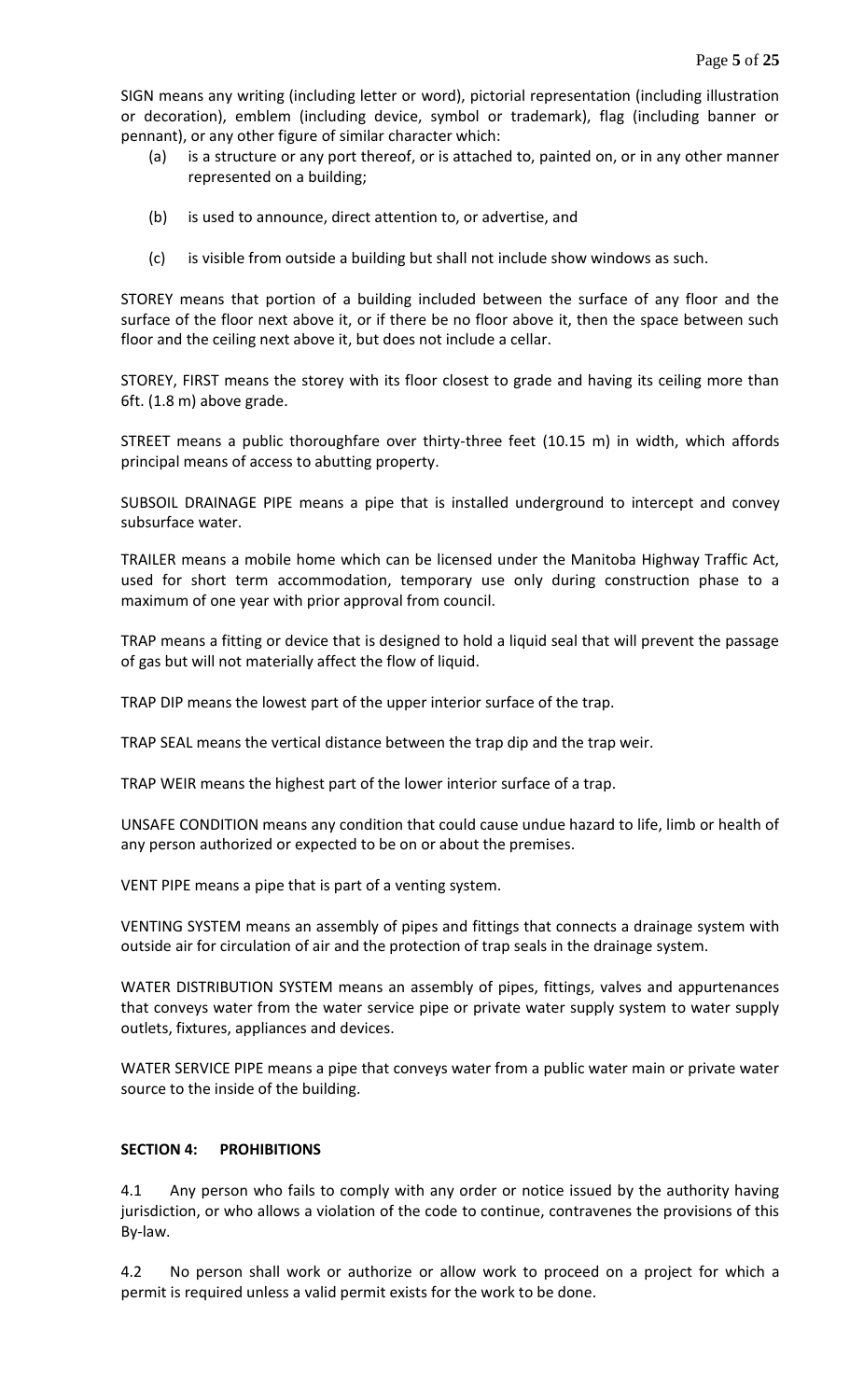SIGN means any writing (including letter or word), pictorial representation (including illustration or decoration), emblem (including device, symbol or trademark), flag (including banner or pennant), or any other figure of similar character which:

(a) is a structure or any port thereof, or is attached to, painted on, or in any other manner represented on a building;

(b) is used to announce, direct attention to, or advertise, and

(c) is visible from outside a building but shall not include show windows as such.

STOREY means that portion of a building included between the surface of any floor and the surface of the floor next above it, or if there be no floor above it, then the space between such floor and the ceiling next above it, but does not include a cellar.

STOREY, FIRST means the storey with its floor closest to grade and having its ceiling more than 6ft. (1.8 m) above grade.

STREET means a public thoroughfare over thirty-three feet (10.15 m) in width, which affords principal means of access to abutting property.

SUBSOIL DRAINAGE PIPE means a pipe that is installed underground to intercept and convey subsurface water.

TRAILER means a mobile home which can be licensed under the Manitoba Highway Traffic Act, used for short term accommodation, temporary use only during construction phase to a maximum of one year with prior approval from council.

TRAP means a fitting or device that is designed to hold a liquid seal that will prevent the passage of gas but will not materially affect the flow of liquid.

TRAP DIP means the lowest part of the upper interior surface of the trap.

TRAP SEAL means the vertical distance between the trap dip and the trap weir.

TRAP WEIR means the highest part of the lower interior surface of a trap.

UNSAFE CONDITION means any condition that could cause undue hazard to life, limb or health of any person authorized or expected to be on or about the premises.

VENT PIPE means a pipe that is part of a venting system.

VENTING SYSTEM means an assembly of pipes and fittings that connects a drainage system with outside air for circulation of air and the protection of trap seals in the drainage system.

WATER DISTRIBUTION SYSTEM means an assembly of pipes, fittings, valves and appurtenances that conveys water from the water service pipe or private water supply system to water supply outlets, fixtures, appliances and devices.

WATER SERVICE PIPE means a pipe that conveys water from a public water main or private water source to the inside of the building.

**SECTION 4: PROHIBITIONS**

4.1 Any person who fails to comply with any order or notice issued by the authority having jurisdiction, or who allows a violation of the code to continue, contravenes the provisions of this By-law.

4.2 No person shall work or authorize or allow work to proceed on a project for which a permit is required unless a valid permit exists for the work to be done.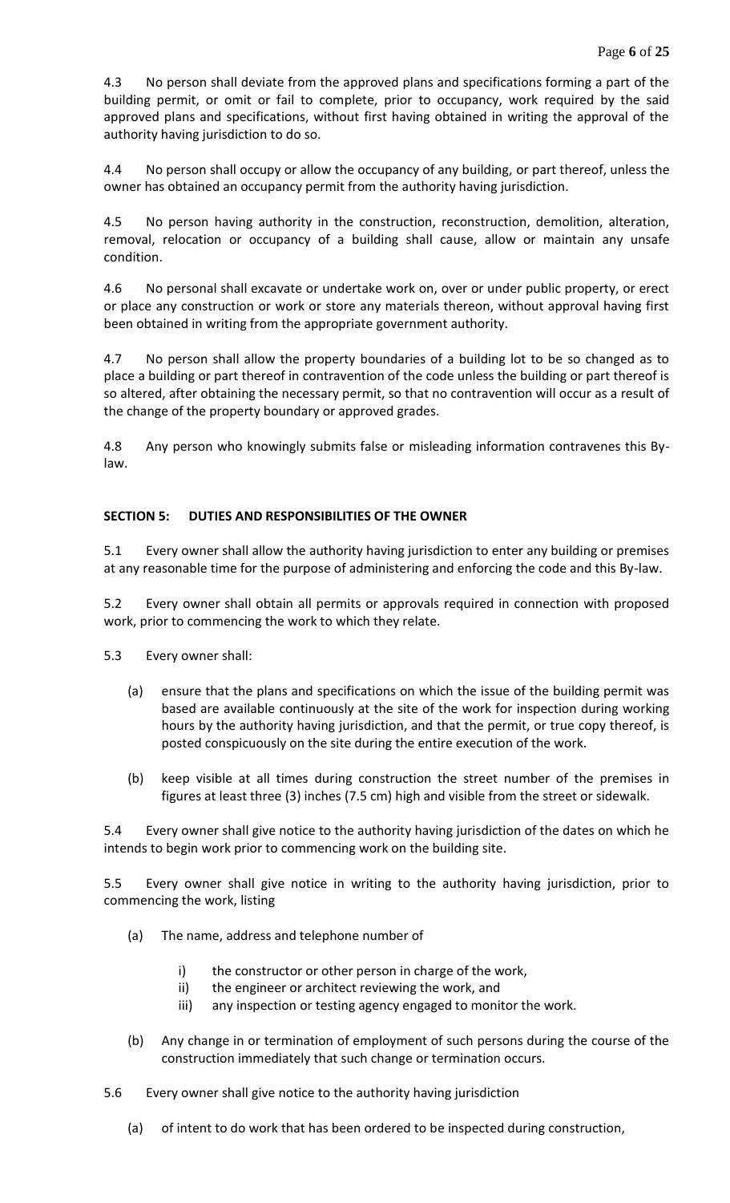4.3 No person shall deviate from the approved plans and specifications forming a part of the building permit, or omit or fail to complete, prior to occupancy, work required by the said approved plans and specifications, without first having obtained in writing the approval of the authority having jurisdiction to do so.

4.4 No person shall occupy or allow the occupancy of any building, or part thereof, unless the owner has obtained an occupancy permit from the authority having jurisdiction.

4.5 No person having authority in the construction, reconstruction, demolition, alteration, removal, relocation or occupancy of a building shall cause, allow or maintain any unsafe condition.

4.6 No personal shall excavate or undertake work on, over or under public property, or erect or place any construction or work or store any materials thereon, without approval having first been obtained in writing from the appropriate government authority.

4.7 No person shall allow the property boundaries of a building lot to be so changed as to place a building or part thereof in contravention of the code unless the building or part thereof is so altered, after obtaining the necessary permit, so that no contravention will occur as a result of the change of the property boundary or approved grades.

4.8 Any person who knowingly submits false or misleading information contravenes this By-law.

**SECTION 5: DUTIES AND RESPONSIBILITIES OF THE OWNER**

5.1 Every owner shall allow the authority having jurisdiction to enter any building or premises at any reasonable time for the purpose of administering and enforcing the code and this By-law.

5.2 Every owner shall obtain all permits or approvals required in connection with proposed work, prior to commencing the work to which they relate.

5.3 Every owner shall:

(a) ensure that the plans and specifications on which the issue of the building permit was based are available continuously at the site of the work for inspection during working hours by the authority having jurisdiction, and that the permit, or true copy thereof, is posted conspicuously on the site during the entire execution of the work.

(b) keep visible at all times during construction the street number of the premises in figures at least three (3) inches (7.5 cm) high and visible from the street or sidewalk.

5.4 Every owner shall give notice to the authority having jurisdiction of the dates on which he intends to begin work prior to commencing work on the building site.

5.5 Every owner shall give notice in writing to the authority having jurisdiction, prior to commencing the work, listing

(a) The name, address and telephone number of

i) the constructor or other person in charge of the work,
ii) the engineer or architect reviewing the work, and
iii) any inspection or testing agency engaged to monitor the work.

(b) Any change in or termination of employment of such persons during the course of the construction immediately that such change or termination occurs.

5.6 Every owner shall give notice to the authority having jurisdiction

(a) of intent to do work that has been ordered to be inspected during construction,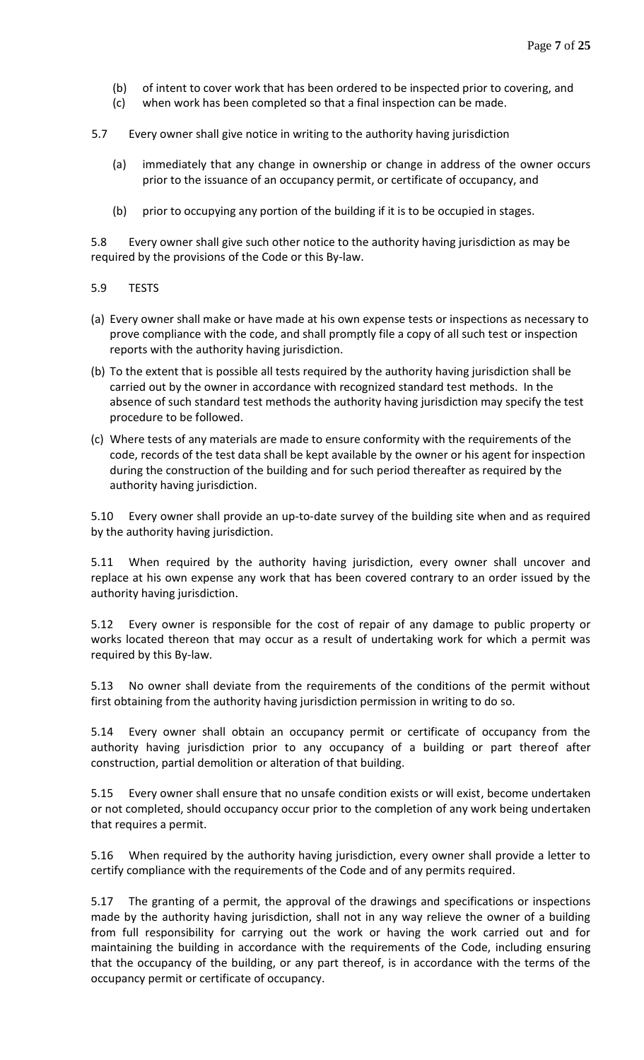(b) of intent to cover work that has been ordered to be inspected prior to covering, and
(c) when work has been completed so that a final inspection can be made.

5.7 Every owner shall give notice in writing to the authority having jurisdiction

(a) immediately that any change in ownership or change in address of the owner occurs prior to the issuance of an occupancy permit, or certificate of occupancy, and

(b) prior to occupying any portion of the building if it is to be occupied in stages.

5.8 Every owner shall give such other notice to the authority having jurisdiction as may be required by the provisions of the Code or this By-law.

5.9 TESTS

(a) Every owner shall make or have made at his own expense tests or inspections as necessary to prove compliance with the code, and shall promptly file a copy of all such test or inspection reports with the authority having jurisdiction.

(b) To the extent that is possible all tests required by the authority having jurisdiction shall be carried out by the owner in accordance with recognized standard test methods. In the absence of such standard test methods the authority having jurisdiction may specify the test procedure to be followed.

(c) Where tests of any materials are made to ensure conformity with the requirements of the code, records of the test data shall be kept available by the owner or his agent for inspection during the construction of the building and for such period thereafter as required by the authority having jurisdiction.

5.10 Every owner shall provide an up-to-date survey of the building site when and as required by the authority having jurisdiction.

5.11 When required by the authority having jurisdiction, every owner shall uncover and replace at his own expense any work that has been covered contrary to an order issued by the authority having jurisdiction.

5.12 Every owner is responsible for the cost of repair of any damage to public property or works located thereon that may occur as a result of undertaking work for which a permit was required by this By-law.

5.13 No owner shall deviate from the requirements of the conditions of the permit without first obtaining from the authority having jurisdiction permission in writing to do so.

5.14 Every owner shall obtain an occupancy permit or certificate of occupancy from the authority having jurisdiction prior to any occupancy of a building or part thereof after construction, partial demolition or alteration of that building.

5.15 Every owner shall ensure that no unsafe condition exists or will exist, become undertaken or not completed, should occupancy occur prior to the completion of any work being undertaken that requires a permit.

5.16 When required by the authority having jurisdiction, every owner shall provide a letter to certify compliance with the requirements of the Code and of any permits required.

5.17 The granting of a permit, the approval of the drawings and specifications or inspections made by the authority having jurisdiction, shall not in any way relieve the owner of a building from full responsibility for carrying out the work or having the work carried out and for maintaining the building in accordance with the requirements of the Code, including ensuring that the occupancy of the building, or any part thereof, is in accordance with the terms of the occupancy permit or certificate of occupancy.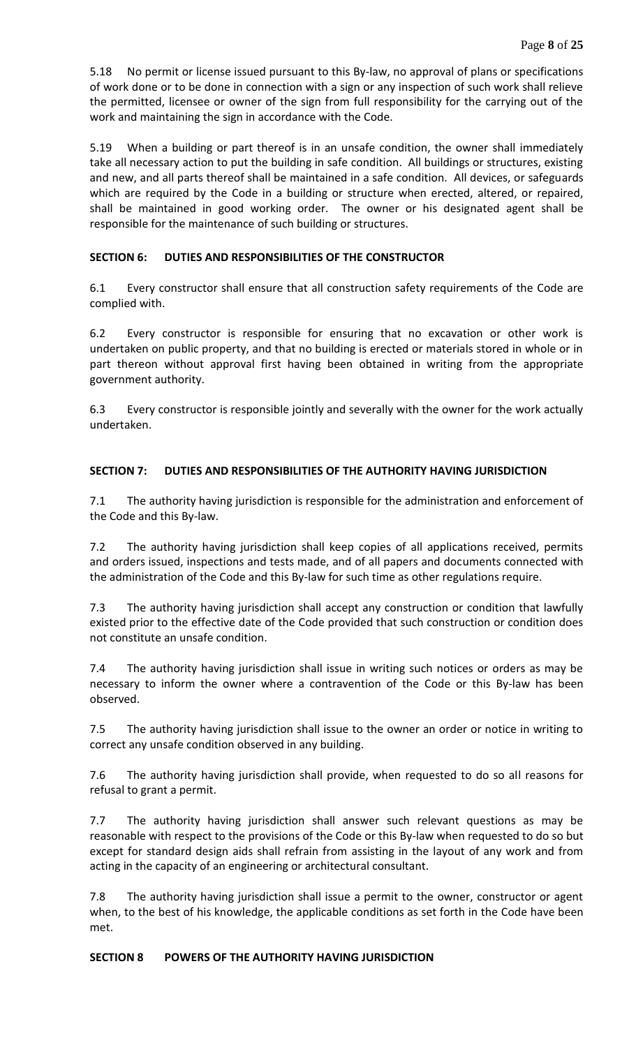5.18 No permit or license issued pursuant to this By-law, no approval of plans or specifications of work done or to be done in connection with a sign or any inspection of such work shall relieve the permitted, licensee or owner of the sign from full responsibility for the carrying out of the work and maintaining the sign in accordance with the Code.

5.19 When a building or part thereof is in an unsafe condition, the owner shall immediately take all necessary action to put the building in safe condition. All buildings or structures, existing and new, and all parts thereof shall be maintained in a safe condition. All devices, or safeguards which are required by the Code in a building or structure when erected, altered, or repaired, shall be maintained in good working order. The owner or his designated agent shall be responsible for the maintenance of such building or structures.

**SECTION 6: DUTIES AND RESPONSIBILITIES OF THE CONSTRUCTOR**

6.1 Every constructor shall ensure that all construction safety requirements of the Code are complied with.

6.2 Every constructor is responsible for ensuring that no excavation or other work is undertaken on public property, and that no building is erected or materials stored in whole or in part thereon without approval first having been obtained in writing from the appropriate government authority.

6.3 Every constructor is responsible jointly and severally with the owner for the work actually undertaken.

**SECTION 7: DUTIES AND RESPONSIBILITIES OF THE AUTHORITY HAVING JURISDICTION**

7.1 The authority having jurisdiction is responsible for the administration and enforcement of the Code and this By-law.

7.2 The authority having jurisdiction shall keep copies of all applications received, permits and orders issued, inspections and tests made, and of all papers and documents connected with the administration of the Code and this By-law for such time as other regulations require.

7.3 The authority having jurisdiction shall accept any construction or condition that lawfully existed prior to the effective date of the Code provided that such construction or condition does not constitute an unsafe condition.

7.4 The authority having jurisdiction shall issue in writing such notices or orders as may be necessary to inform the owner where a contravention of the Code or this By-law has been observed.

7.5 The authority having jurisdiction shall issue to the owner an order or notice in writing to correct any unsafe condition observed in any building.

7.6 The authority having jurisdiction shall provide, when requested to do so all reasons for refusal to grant a permit.

7.7 The authority having jurisdiction shall answer such relevant questions as may be reasonable with respect to the provisions of the Code or this By-law when requested to do so but except for standard design aids shall refrain from assisting in the layout of any work and from acting in the capacity of an engineering or architectural consultant.

7.8 The authority having jurisdiction shall issue a permit to the owner, constructor or agent when, to the best of his knowledge, the applicable conditions as set forth in the Code have been met.

**SECTION 8 POWERS OF THE AUTHORITY HAVING JURISDICTION**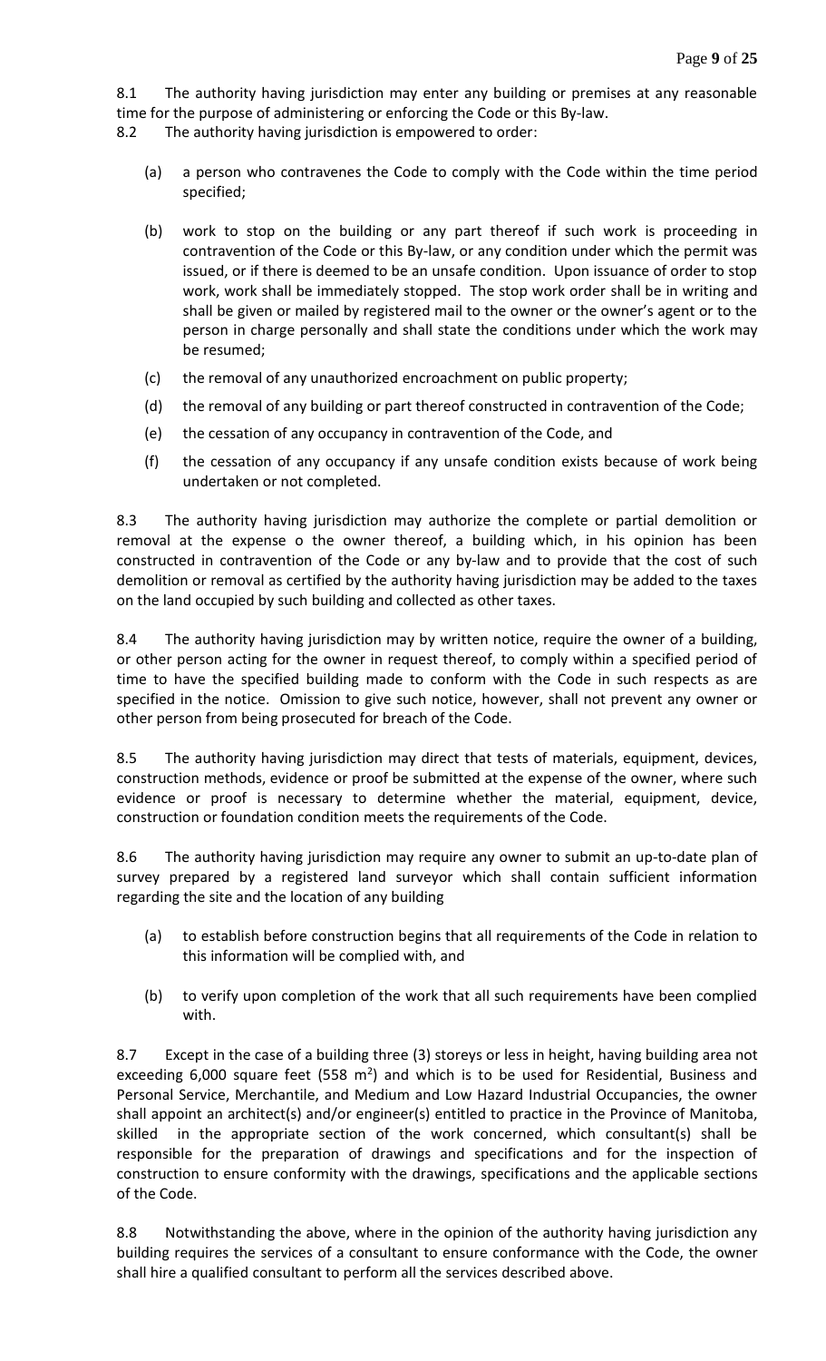8.1 The authority having jurisdiction may enter any building or premises at any reasonable time for the purpose of administering or enforcing the Code or this By-law.

8.2 The authority having jurisdiction is empowered to order:

(a) a person who contravenes the Code to comply with the Code within the time period specified;

(b) work to stop on the building or any part thereof if such work is proceeding in contravention of the Code or this By-law, or any condition under which the permit was issued, or if there is deemed to be an unsafe condition. Upon issuance of order to stop work, work shall be immediately stopped. The stop work order shall be in writing and shall be given or mailed by registered mail to the owner or the owner's agent or to the person in charge personally and shall state the conditions under which the work may be resumed;

(c) the removal of any unauthorized encroachment on public property;

(d) the removal of any building or part thereof constructed in contravention of the Code;

(e) the cessation of any occupancy in contravention of the Code, and

(f) the cessation of any occupancy if any unsafe condition exists because of work being undertaken or not completed.

8.3 The authority having jurisdiction may authorize the complete or partial demolition or removal at the expense o the owner thereof, a building which, in his opinion has been constructed in contravention of the Code or any by-law and to provide that the cost of such demolition or removal as certified by the authority having jurisdiction may be added to the taxes on the land occupied by such building and collected as other taxes.

8.4 The authority having jurisdiction may by written notice, require the owner of a building, or other person acting for the owner in request thereof, to comply within a specified period of time to have the specified building made to conform with the Code in such respects as are specified in the notice. Omission to give such notice, however, shall not prevent any owner or other person from being prosecuted for breach of the Code.

8.5 The authority having jurisdiction may direct that tests of materials, equipment, devices, construction methods, evidence or proof be submitted at the expense of the owner, where such evidence or proof is necessary to determine whether the material, equipment, device, construction or foundation condition meets the requirements of the Code.

8.6 The authority having jurisdiction may require any owner to submit an up-to-date plan of survey prepared by a registered land surveyor which shall contain sufficient information regarding the site and the location of any building

(a) to establish before construction begins that all requirements of the Code in relation to this information will be complied with, and

(b) to verify upon completion of the work that all such requirements have been complied with.

8.7 Except in the case of a building three (3) storeys or less in height, having building area not exceeding 6,000 square feet (558 $m^2$) and which is to be used for Residential, Business and Personal Service, Merchantile, and Medium and Low Hazard Industrial Occupancies, the owner shall appoint an architect(s) and/or engineer(s) entitled to practice in the Province of Manitoba, skilled in the appropriate section of the work concerned, which consultant(s) shall be responsible for the preparation of drawings and specifications and for the inspection of construction to ensure conformity with the drawings, specifications and the applicable sections of the Code.

8.8 Notwithstanding the above, where in the opinion of the authority having jurisdiction any building requires the services of a consultant to ensure conformance with the Code, the owner shall hire a qualified consultant to perform all the services described above.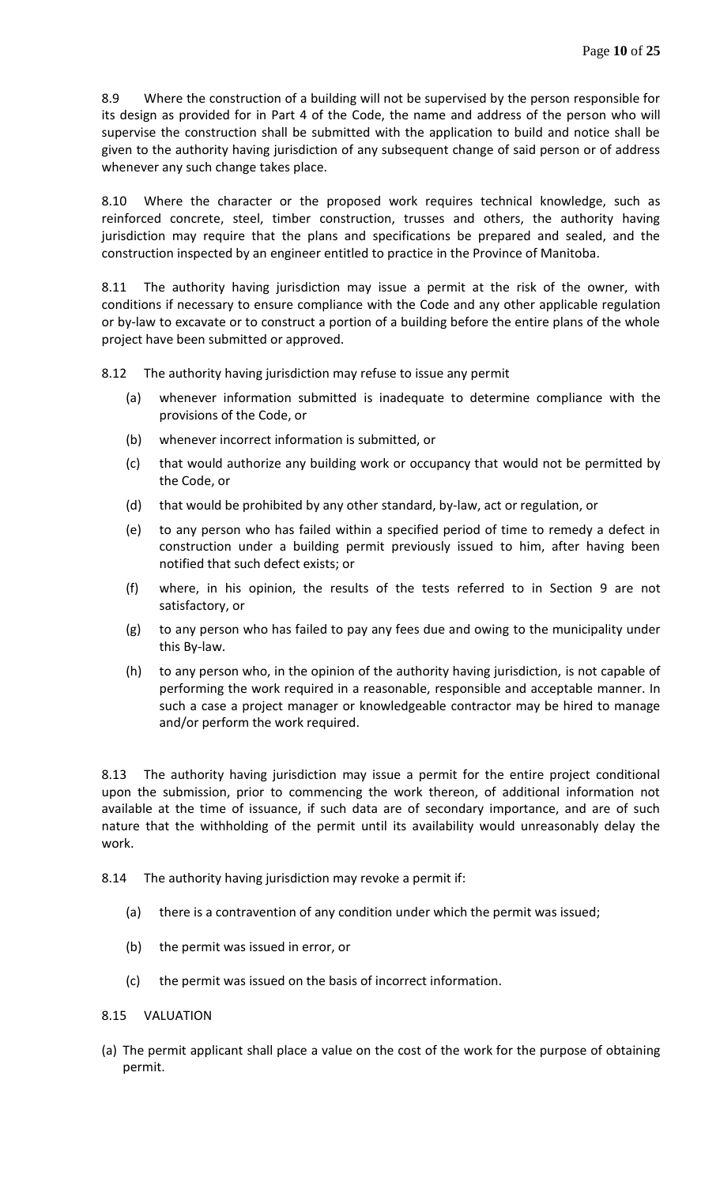8.9 Where the construction of a building will not be supervised by the person responsible for its design as provided for in Part 4 of the Code, the name and address of the person who will supervise the construction shall be submitted with the application to build and notice shall be given to the authority having jurisdiction of any subsequent change of said person or of address whenever any such change takes place.

8.10 Where the character or the proposed work requires technical knowledge, such as reinforced concrete, steel, timber construction, trusses and others, the authority having jurisdiction may require that the plans and specifications be prepared and sealed, and the construction inspected by an engineer entitled to practice in the Province of Manitoba.

8.11 The authority having jurisdiction may issue a permit at the risk of the owner, with conditions if necessary to ensure compliance with the Code and any other applicable regulation or by-law to excavate or to construct a portion of a building before the entire plans of the whole project have been submitted or approved.

8.12 The authority having jurisdiction may refuse to issue any permit

- (a) whenever information submitted is inadequate to determine compliance with the provisions of the Code, or
- (b) whenever incorrect information is submitted, or
- (c) that would authorize any building work or occupancy that would not be permitted by the Code, or
- (d) that would be prohibited by any other standard, by-law, act or regulation, or
- (e) to any person who has failed within a specified period of time to remedy a defect in construction under a building permit previously issued to him, after having been notified that such defect exists; or
- (f) where, in his opinion, the results of the tests referred to in Section 9 are not satisfactory, or
- (g) to any person who has failed to pay any fees due and owing to the municipality under this By-law.
- (h) to any person who, in the opinion of the authority having jurisdiction, is not capable of performing the work required in a reasonable, responsible and acceptable manner. In such a case a project manager or knowledgeable contractor may be hired to manage and/or perform the work required.

8.13 The authority having jurisdiction may issue a permit for the entire project conditional upon the submission, prior to commencing the work thereon, of additional information not available at the time of issuance, if such data are of secondary importance, and are of such nature that the withholding of the permit until its availability would unreasonably delay the work.

8.14 The authority having jurisdiction may revoke a permit if:

- (a) there is a contravention of any condition under which the permit was issued;
- (b) the permit was issued in error, or
- (c) the permit was issued on the basis of incorrect information.

8.15 VALUATION

(a) The permit applicant shall place a value on the cost of the work for the purpose of obtaining permit.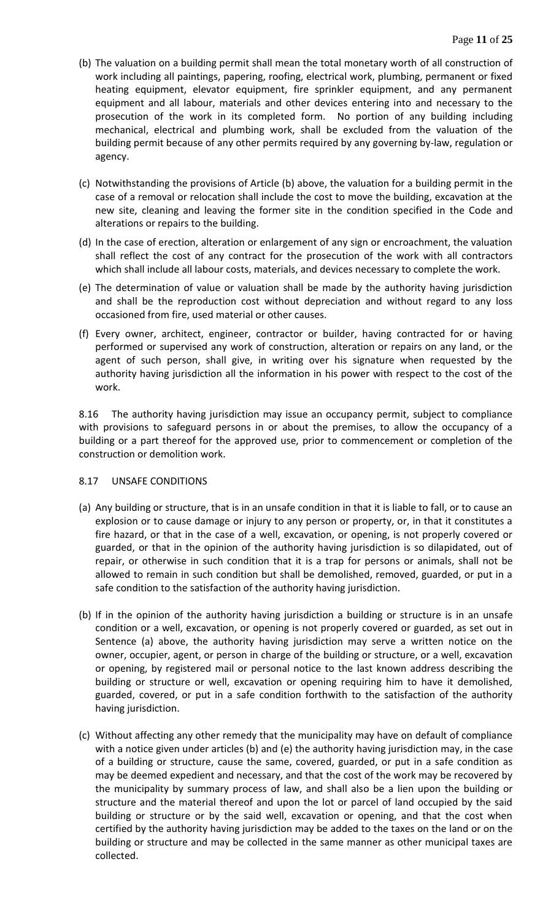(b) The valuation on a building permit shall mean the total monetary worth of all construction of work including all paintings, papering, roofing, electrical work, plumbing, permanent or fixed heating equipment, elevator equipment, fire sprinkler equipment, and any permanent equipment and all labour, materials and other devices entering into and necessary to the prosecution of the work in its completed form. No portion of any building including mechanical, electrical and plumbing work, shall be excluded from the valuation of the building permit because of any other permits required by any governing by-law, regulation or agency.

(c) Notwithstanding the provisions of Article (b) above, the valuation for a building permit in the case of a removal or relocation shall include the cost to move the building, excavation at the new site, cleaning and leaving the former site in the condition specified in the Code and alterations or repairs to the building.

(d) In the case of erection, alteration or enlargement of any sign or encroachment, the valuation shall reflect the cost of any contract for the prosecution of the work with all contractors which shall include all labour costs, materials, and devices necessary to complete the work.

(e) The determination of value or valuation shall be made by the authority having jurisdiction and shall be the reproduction cost without depreciation and without regard to any loss occasioned from fire, used material or other causes.

(f) Every owner, architect, engineer, contractor or builder, having contracted for or having performed or supervised any work of construction, alteration or repairs on any land, or the agent of such person, shall give, in writing over his signature when requested by the authority having jurisdiction all the information in his power with respect to the cost of the work.

8.16 The authority having jurisdiction may issue an occupancy permit, subject to compliance with provisions to safeguard persons in or about the premises, to allow the occupancy of a building or a part thereof for the approved use, prior to commencement or completion of the construction or demolition work.

8.17 UNSAFE CONDITIONS

(a) Any building or structure, that is in an unsafe condition in that it is liable to fall, or to cause an explosion or to cause damage or injury to any person or property, or, in that it constitutes a fire hazard, or that in the case of a well, excavation, or opening, is not properly covered or guarded, or that in the opinion of the authority having jurisdiction is so dilapidated, out of repair, or otherwise in such condition that it is a trap for persons or animals, shall not be allowed to remain in such condition but shall be demolished, removed, guarded, or put in a safe condition to the satisfaction of the authority having jurisdiction.

(b) If in the opinion of the authority having jurisdiction a building or structure is in an unsafe condition or a well, excavation, or opening is not properly covered or guarded, as set out in Sentence (a) above, the authority having jurisdiction may serve a written notice on the owner, occupier, agent, or person in charge of the building or structure, or a well, excavation or opening, by registered mail or personal notice to the last known address describing the building or structure or well, excavation or opening requiring him to have it demolished, guarded, covered, or put in a safe condition forthwith to the satisfaction of the authority having jurisdiction.

(c) Without affecting any other remedy that the municipality may have on default of compliance with a notice given under articles (b) and (e) the authority having jurisdiction may, in the case of a building or structure, cause the same, covered, guarded, or put in a safe condition as may be deemed expedient and necessary, and that the cost of the work may be recovered by the municipality by summary process of law, and shall also be a lien upon the building or structure and the material thereof and upon the lot or parcel of land occupied by the said building or structure or by the said well, excavation or opening, and that the cost when certified by the authority having jurisdiction may be added to the taxes on the land or on the building or structure and may be collected in the same manner as other municipal taxes are collected.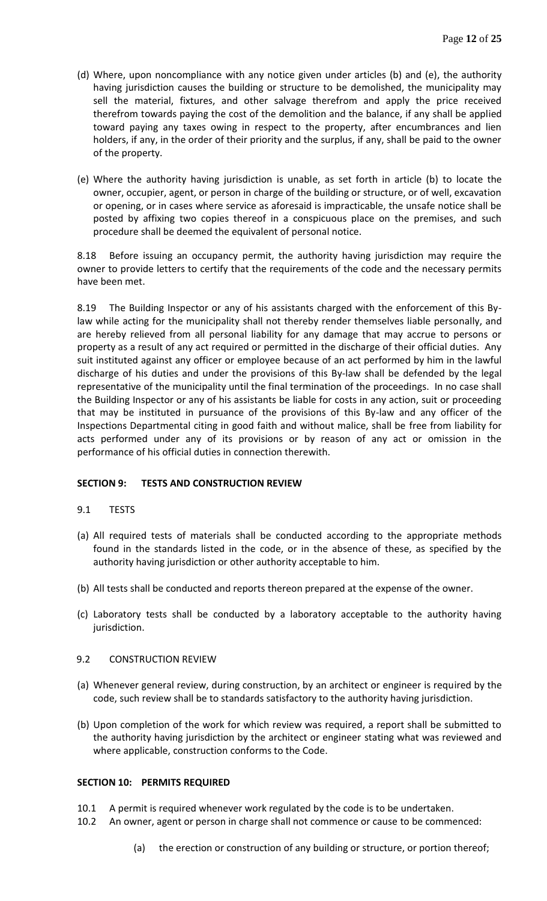(d) Where, upon noncompliance with any notice given under articles (b) and (e), the authority having jurisdiction causes the building or structure to be demolished, the municipality may sell the material, fixtures, and other salvage therefrom and apply the price received therefrom towards paying the cost of the demolition and the balance, if any shall be applied toward paying any taxes owing in respect to the property, after encumbrances and lien holders, if any, in the order of their priority and the surplus, if any, shall be paid to the owner of the property.

(e) Where the authority having jurisdiction is unable, as set forth in article (b) to locate the owner, occupier, agent, or person in charge of the building or structure, or of well, excavation or opening, or in cases where service as aforesaid is impracticable, the unsafe notice shall be posted by affixing two copies thereof in a conspicuous place on the premises, and such procedure shall be deemed the equivalent of personal notice.

8.18 Before issuing an occupancy permit, the authority having jurisdiction may require the owner to provide letters to certify that the requirements of the code and the necessary permits have been met.

8.19 The Building Inspector or any of his assistants charged with the enforcement of this By-law while acting for the municipality shall not thereby render themselves liable personally, and are hereby relieved from all personal liability for any damage that may accrue to persons or property as a result of any act required or permitted in the discharge of their official duties. Any suit instituted against any officer or employee because of an act performed by him in the lawful discharge of his duties and under the provisions of this By-law shall be defended by the legal representative of the municipality until the final termination of the proceedings. In no case shall the Building Inspector or any of his assistants be liable for costs in any action, suit or proceeding that may be instituted in pursuance of the provisions of this By-law and any officer of the Inspections Departmental citing in good faith and without malice, shall be free from liability for acts performed under any of its provisions or by reason of any act or omission in the performance of his official duties in connection therewith.

## SECTION 9: TESTS AND CONSTRUCTION REVIEW

9.1 TESTS

(a) All required tests of materials shall be conducted according to the appropriate methods found in the standards listed in the code, or in the absence of these, as specified by the authority having jurisdiction or other authority acceptable to him.

(b) All tests shall be conducted and reports thereon prepared at the expense of the owner.

(c) Laboratory tests shall be conducted by a laboratory acceptable to the authority having jurisdiction.

9.2 CONSTRUCTION REVIEW

(a) Whenever general review, during construction, by an architect or engineer is required by the code, such review shall be to standards satisfactory to the authority having jurisdiction.

(b) Upon completion of the work for which review was required, a report shall be submitted to the authority having jurisdiction by the architect or engineer stating what was reviewed and where applicable, construction conforms to the Code.

## SECTION 10: PERMITS REQUIRED

10.1 A permit is required whenever work regulated by the code is to be undertaken.

10.2 An owner, agent or person in charge shall not commence or cause to be commenced:

(a) the erection or construction of any building or structure, or portion thereof;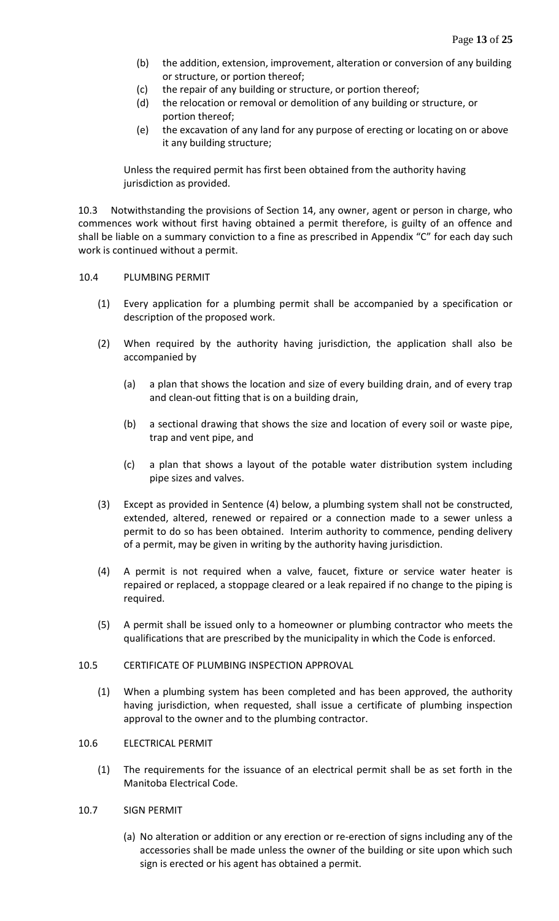(b) the addition, extension, improvement, alteration or conversion of any building or structure, or portion thereof;

(c) the repair of any building or structure, or portion thereof;

(d) the relocation or removal or demolition of any building or structure, or portion thereof;

(e) the excavation of any land for any purpose of erecting or locating on or above it any building structure;

Unless the required permit has first been obtained from the authority having jurisdiction as provided.

10.3 Notwithstanding the provisions of Section 14, any owner, agent or person in charge, who commences work without first having obtained a permit therefore, is guilty of an offence and shall be liable on a summary conviction to a fine as prescribed in Appendix "C" for each day such work is continued without a permit.

10.4 PLUMBING PERMIT

(1) Every application for a plumbing permit shall be accompanied by a specification or description of the proposed work.

(2) When required by the authority having jurisdiction, the application shall also be accompanied by

(a) a plan that shows the location and size of every building drain, and of every trap and clean-out fitting that is on a building drain,

(b) a sectional drawing that shows the size and location of every soil or waste pipe, trap and vent pipe, and

(c) a plan that shows a layout of the potable water distribution system including pipe sizes and valves.

(3) Except as provided in Sentence (4) below, a plumbing system shall not be constructed, extended, altered, renewed or repaired or a connection made to a sewer unless a permit to do so has been obtained. Interim authority to commence, pending delivery of a permit, may be given in writing by the authority having jurisdiction.

(4) A permit is not required when a valve, faucet, fixture or service water heater is repaired or replaced, a stoppage cleared or a leak repaired if no change to the piping is required.

(5) A permit shall be issued only to a homeowner or plumbing contractor who meets the qualifications that are prescribed by the municipality in which the Code is enforced.

10.5 CERTIFICATE OF PLUMBING INSPECTION APPROVAL

(1) When a plumbing system has been completed and has been approved, the authority having jurisdiction, when requested, shall issue a certificate of plumbing inspection approval to the owner and to the plumbing contractor.

10.6 ELECTRICAL PERMIT

(1) The requirements for the issuance of an electrical permit shall be as set forth in the Manitoba Electrical Code.

10.7 SIGN PERMIT

(a) No alteration or addition or any erection or re-erection of signs including any of the accessories shall be made unless the owner of the building or site upon which such sign is erected or his agent has obtained a permit.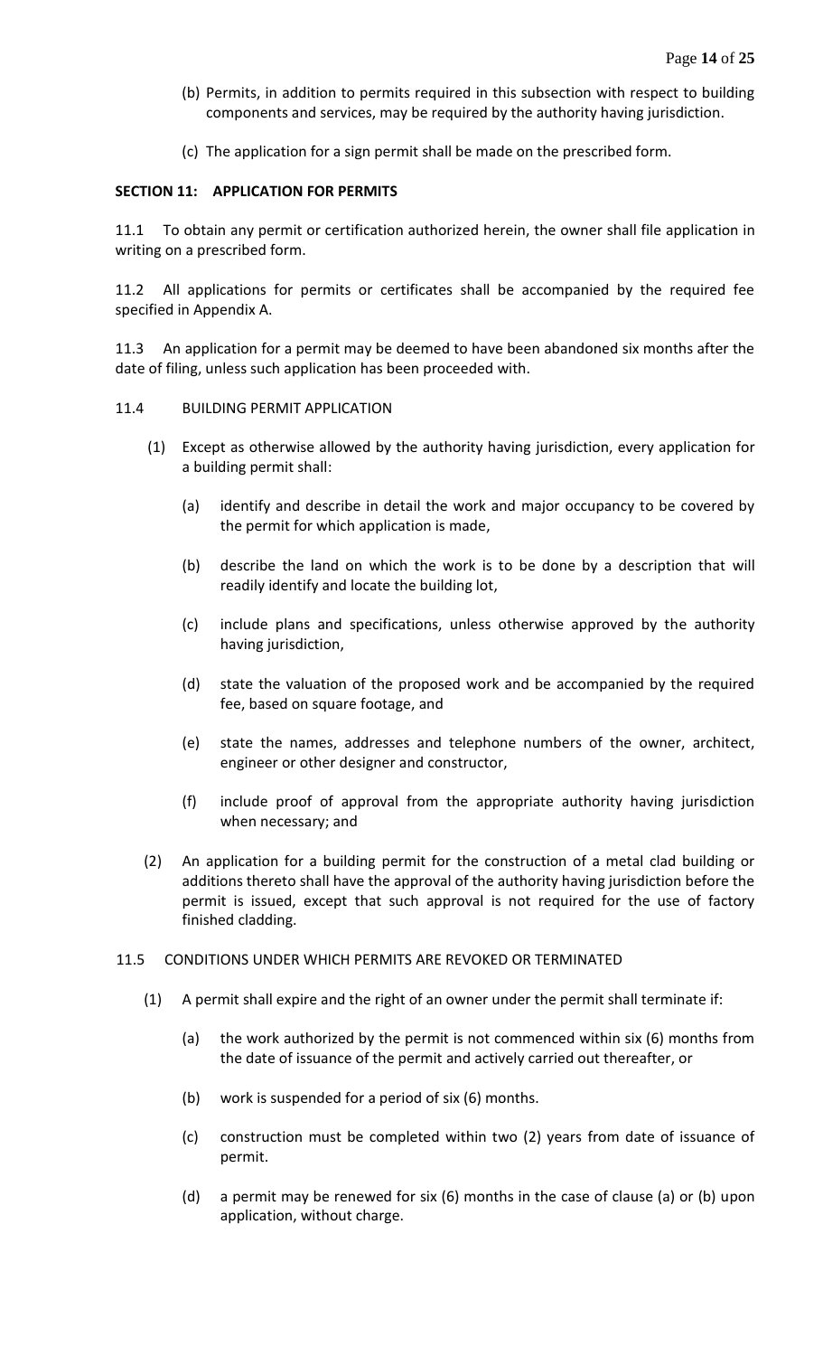(b) Permits, in addition to permits required in this subsection with respect to building components and services, may be required by the authority having jurisdiction.

(c) The application for a sign permit shall be made on the prescribed form.

**SECTION 11: APPLICATION FOR PERMITS**

11.1 To obtain any permit or certification authorized herein, the owner shall file application in writing on a prescribed form.

11.2 All applications for permits or certificates shall be accompanied by the required fee specified in Appendix A.

11.3 An application for a permit may be deemed to have been abandoned six months after the date of filing, unless such application has been proceeded with.

11.4 BUILDING PERMIT APPLICATION

(1) Except as otherwise allowed by the authority having jurisdiction, every application for a building permit shall:

(a) identify and describe in detail the work and major occupancy to be covered by the permit for which application is made,

(b) describe the land on which the work is to be done by a description that will readily identify and locate the building lot,

(c) include plans and specifications, unless otherwise approved by the authority having jurisdiction,

(d) state the valuation of the proposed work and be accompanied by the required fee, based on square footage, and

(e) state the names, addresses and telephone numbers of the owner, architect, engineer or other designer and constructor,

(f) include proof of approval from the appropriate authority having jurisdiction when necessary; and

(2) An application for a building permit for the construction of a metal clad building or additions thereto shall have the approval of the authority having jurisdiction before the permit is issued, except that such approval is not required for the use of factory finished cladding.

11.5 CONDITIONS UNDER WHICH PERMITS ARE REVOKED OR TERMINATED

(1) A permit shall expire and the right of an owner under the permit shall terminate if:

(a) the work authorized by the permit is not commenced within six (6) months from the date of issuance of the permit and actively carried out thereafter, or

(b) work is suspended for a period of six (6) months.

(c) construction must be completed within two (2) years from date of issuance of permit.

(d) a permit may be renewed for six (6) months in the case of clause (a) or (b) upon application, without charge.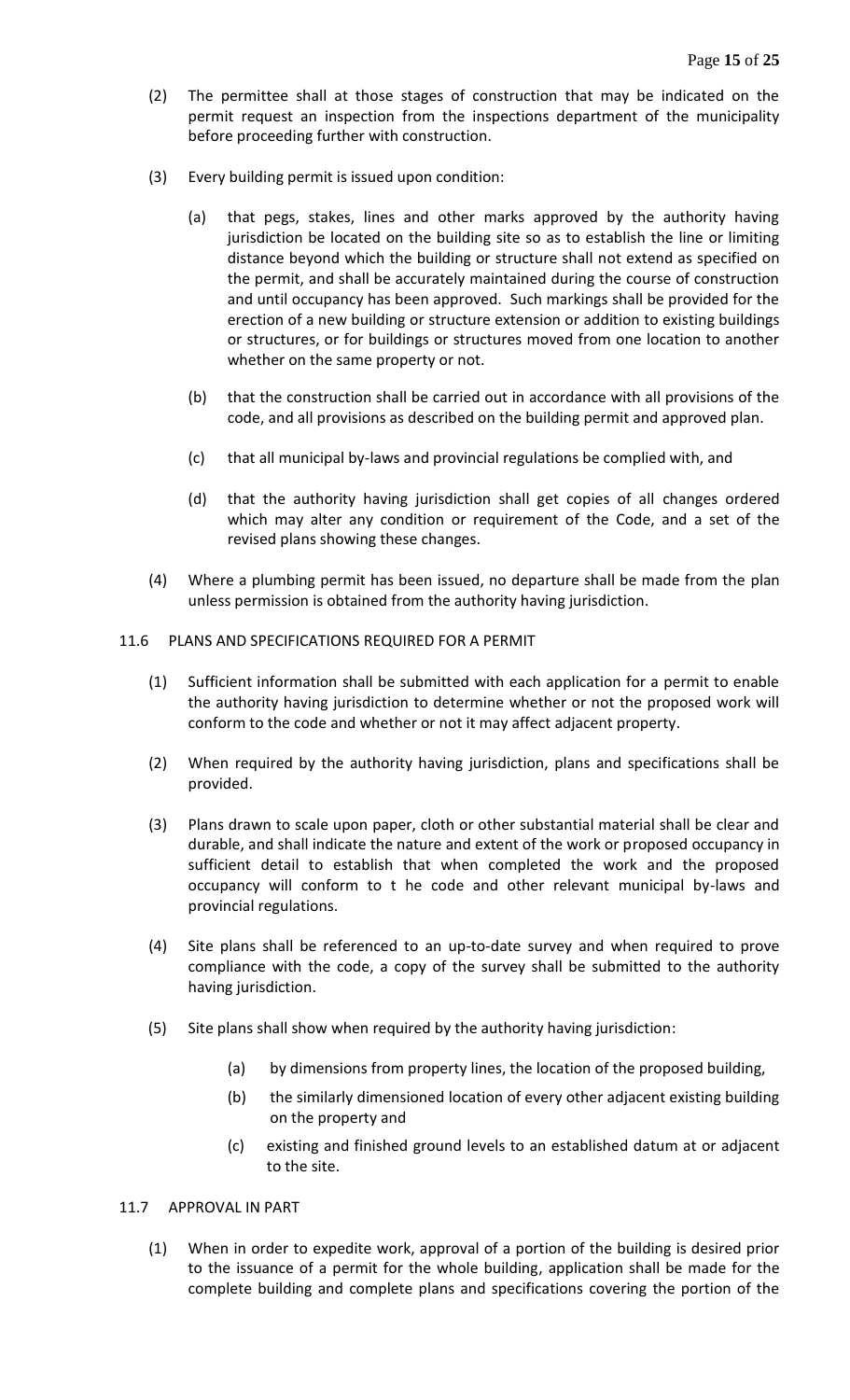(2) The permittee shall at those stages of construction that may be indicated on the permit request an inspection from the inspections department of the municipality before proceeding further with construction.

(3) Every building permit is issued upon condition:

  (a) that pegs, stakes, lines and other marks approved by the authority having jurisdiction be located on the building site so as to establish the line or limiting distance beyond which the building or structure shall not extend as specified on the permit, and shall be accurately maintained during the course of construction and until occupancy has been approved. Such markings shall be provided for the erection of a new building or structure extension or addition to existing buildings or structures, or for buildings or structures moved from one location to another whether on the same property or not.

  (b) that the construction shall be carried out in accordance with all provisions of the code, and all provisions as described on the building permit and approved plan.

  (c) that all municipal by-laws and provincial regulations be complied with, and

  (d) that the authority having jurisdiction shall get copies of all changes ordered which may alter any condition or requirement of the Code, and a set of the revised plans showing these changes.

(4) Where a plumbing permit has been issued, no departure shall be made from the plan unless permission is obtained from the authority having jurisdiction.

## 11.6 PLANS AND SPECIFICATIONS REQUIRED FOR A PERMIT

(1) Sufficient information shall be submitted with each application for a permit to enable the authority having jurisdiction to determine whether or not the proposed work will conform to the code and whether or not it may affect adjacent property.

(2) When required by the authority having jurisdiction, plans and specifications shall be provided.

(3) Plans drawn to scale upon paper, cloth or other substantial material shall be clear and durable, and shall indicate the nature and extent of the work or proposed occupancy in sufficient detail to establish that when completed the work and the proposed occupancy will conform to t he code and other relevant municipal by-laws and provincial regulations.

(4) Site plans shall be referenced to an up-to-date survey and when required to prove compliance with the code, a copy of the survey shall be submitted to the authority having jurisdiction.

(5) Site plans shall show when required by the authority having jurisdiction:

  (a) by dimensions from property lines, the location of the proposed building,

  (b) the similarly dimensioned location of every other adjacent existing building on the property and

  (c) existing and finished ground levels to an established datum at or adjacent to the site.

## 11.7 APPROVAL IN PART

(1) When in order to expedite work, approval of a portion of the building is desired prior to the issuance of a permit for the whole building, application shall be made for the complete building and complete plans and specifications covering the portion of the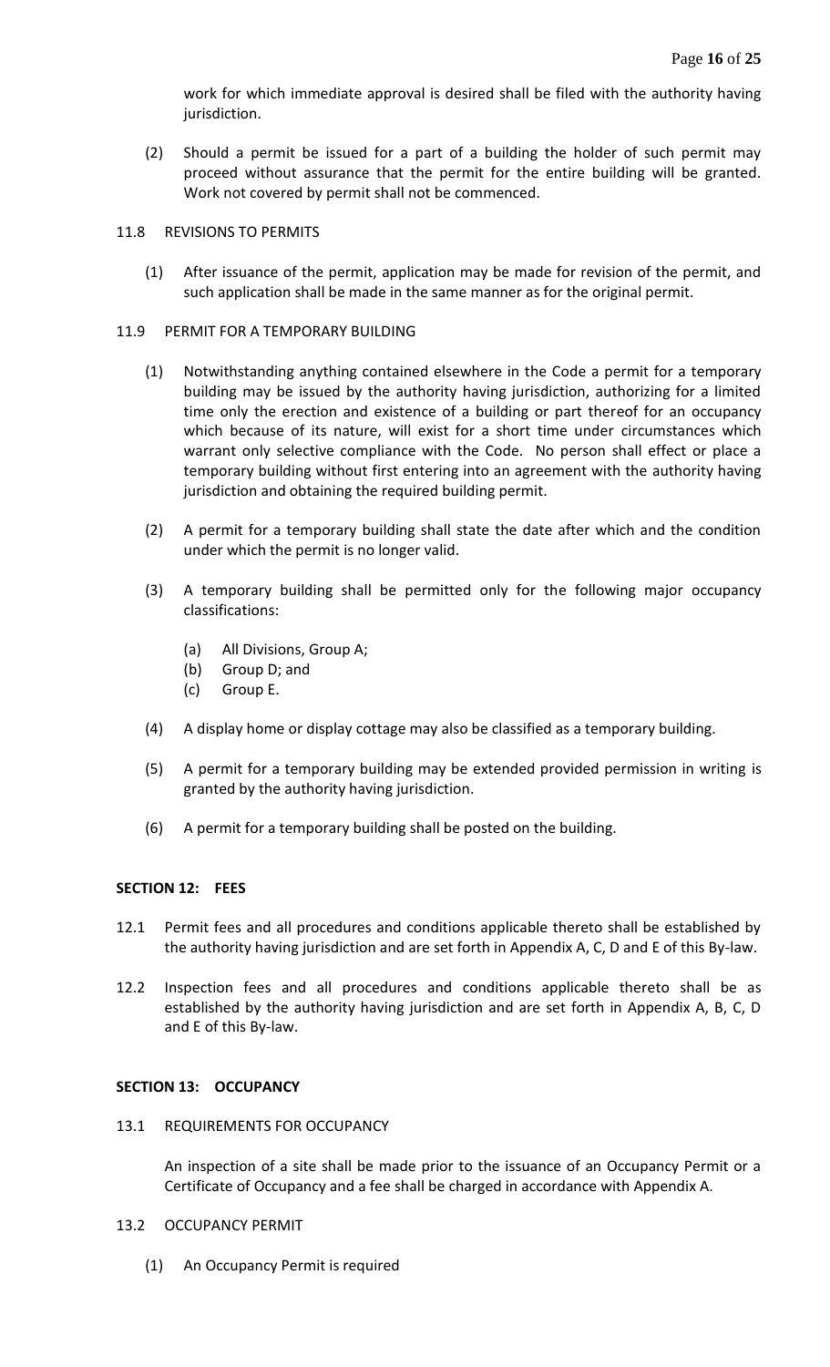work for which immediate approval is desired shall be filed with the authority having jurisdiction.

(2) Should a permit be issued for a part of a building the holder of such permit may proceed without assurance that the permit for the entire building will be granted. Work not covered by permit shall not be commenced.

11.8 REVISIONS TO PERMITS

(1) After issuance of the permit, application may be made for revision of the permit, and such application shall be made in the same manner as for the original permit.

11.9 PERMIT FOR A TEMPORARY BUILDING

(1) Notwithstanding anything contained elsewhere in the Code a permit for a temporary building may be issued by the authority having jurisdiction, authorizing for a limited time only the erection and existence of a building or part thereof for an occupancy which because of its nature, will exist for a short time under circumstances which warrant only selective compliance with the Code. No person shall effect or place a temporary building without first entering into an agreement with the authority having jurisdiction and obtaining the required building permit.

(2) A permit for a temporary building shall state the date after which and the condition under which the permit is no longer valid.

(3) A temporary building shall be permitted only for the following major occupancy classifications:

(a) All Divisions, Group A;
(b) Group D; and
(c) Group E.

(4) A display home or display cottage may also be classified as a temporary building.

(5) A permit for a temporary building may be extended provided permission in writing is granted by the authority having jurisdiction.

(6) A permit for a temporary building shall be posted on the building.

**SECTION 12: FEES**

12.1 Permit fees and all procedures and conditions applicable thereto shall be established by the authority having jurisdiction and are set forth in Appendix A, C, D and E of this By-law.

12.2 Inspection fees and all procedures and conditions applicable thereto shall be as established by the authority having jurisdiction and are set forth in Appendix A, B, C, D and E of this By-law.

**SECTION 13: OCCUPANCY**

13.1 REQUIREMENTS FOR OCCUPANCY

An inspection of a site shall be made prior to the issuance of an Occupancy Permit or a Certificate of Occupancy and a fee shall be charged in accordance with Appendix A.

13.2 OCCUPANCY PERMIT

(1) An Occupancy Permit is required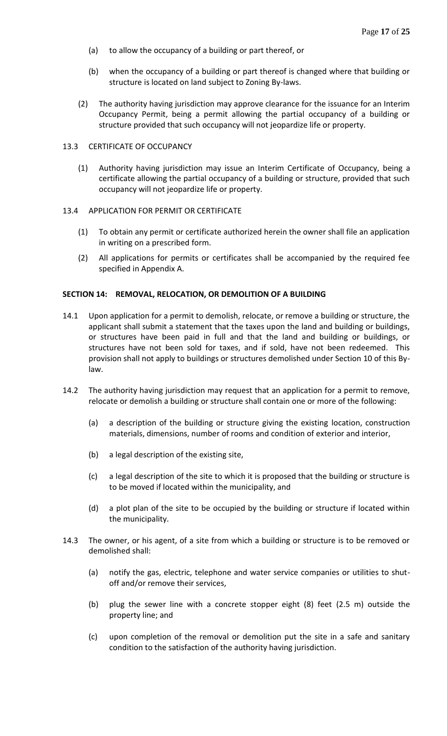(a) to allow the occupancy of a building or part thereof, or

(b) when the occupancy of a building or part thereof is changed where that building or structure is located on land subject to Zoning By-laws.

(2) The authority having jurisdiction may approve clearance for the issuance for an Interim Occupancy Permit, being a permit allowing the partial occupancy of a building or structure provided that such occupancy will not jeopardize life or property.

13.3 CERTIFICATE OF OCCUPANCY

(1) Authority having jurisdiction may issue an Interim Certificate of Occupancy, being a certificate allowing the partial occupancy of a building or structure, provided that such occupancy will not jeopardize life or property.

13.4 APPLICATION FOR PERMIT OR CERTIFICATE

(1) To obtain any permit or certificate authorized herein the owner shall file an application in writing on a prescribed form.

(2) All applications for permits or certificates shall be accompanied by the required fee specified in Appendix A.

**SECTION 14: REMOVAL, RELOCATION, OR DEMOLITION OF A BUILDING**

14.1 Upon application for a permit to demolish, relocate, or remove a building or structure, the applicant shall submit a statement that the taxes upon the land and building or buildings, or structures have been paid in full and that the land and building or buildings, or structures have not been sold for taxes, and if sold, have not been redeemed. This provision shall not apply to buildings or structures demolished under Section 10 of this By-law.

14.2 The authority having jurisdiction may request that an application for a permit to remove, relocate or demolish a building or structure shall contain one or more of the following:

(a) a description of the building or structure giving the existing location, construction materials, dimensions, number of rooms and condition of exterior and interior,

(b) a legal description of the existing site,

(c) a legal description of the site to which it is proposed that the building or structure is to be moved if located within the municipality, and

(d) a plot plan of the site to be occupied by the building or structure if located within the municipality.

14.3 The owner, or his agent, of a site from which a building or structure is to be removed or demolished shall:

(a) notify the gas, electric, telephone and water service companies or utilities to shut-off and/or remove their services,

(b) plug the sewer line with a concrete stopper eight (8) feet (2.5 m) outside the property line; and

(c) upon completion of the removal or demolition put the site in a safe and sanitary condition to the satisfaction of the authority having jurisdiction.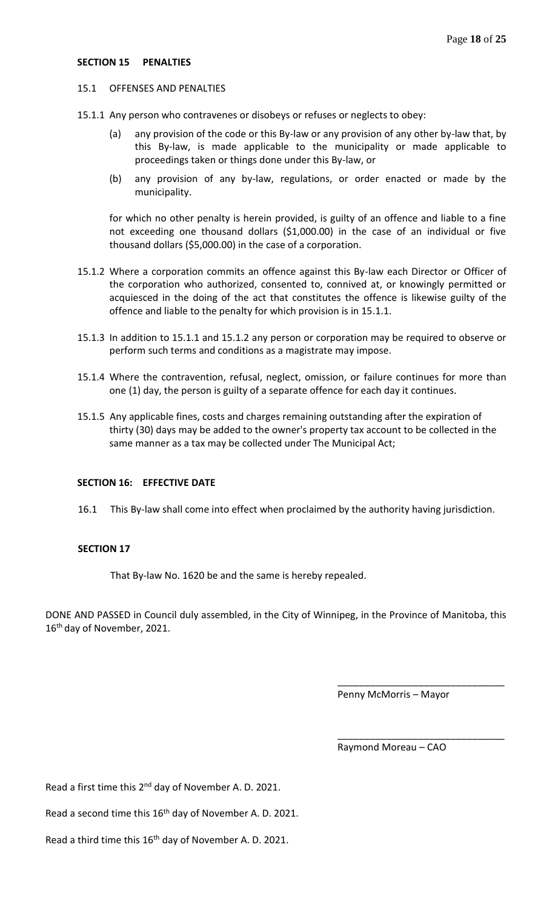### SECTION 15 PENALTIES

15.1 OFFENSES AND PENALTIES

15.1.1 Any person who contravenes or disobeys or refuses or neglects to obey:

(a) any provision of the code or this By-law or any provision of any other by-law that, by this By-law, is made applicable to the municipality or made applicable to proceedings taken or things done under this By-law, or

(b) any provision of any by-law, regulations, or order enacted or made by the municipality.

for which no other penalty is herein provided, is guilty of an offence and liable to a fine not exceeding one thousand dollars ($1,000.00) in the case of an individual or five thousand dollars ($5,000.00) in the case of a corporation.

15.1.2 Where a corporation commits an offence against this By-law each Director or Officer of the corporation who authorized, consented to, connived at, or knowingly permitted or acquiesced in the doing of the act that constitutes the offence is likewise guilty of the offence and liable to the penalty for which provision is in 15.1.1.

15.1.3 In addition to 15.1.1 and 15.1.2 any person or corporation may be required to observe or perform such terms and conditions as a magistrate may impose.

15.1.4 Where the contravention, refusal, neglect, omission, or failure continues for more than one (1) day, the person is guilty of a separate offence for each day it continues.

15.1.5 Any applicable fines, costs and charges remaining outstanding after the expiration of thirty (30) days may be added to the owner's property tax account to be collected in the same manner as a tax may be collected under The Municipal Act;

### SECTION 16: EFFECTIVE DATE

16.1 This By-law shall come into effect when proclaimed by the authority having jurisdiction.

### SECTION 17

That By-law No. 1620 be and the same is hereby repealed.

DONE AND PASSED in Council duly assembled, in the City of Winnipeg, in the Province of Manitoba, this 16th day of November, 2021.

\_\_\_\_\_\_\_\_\_\_\_\_\_\_\_\_\_\_\_\_\_\_\_\_\_\_\_\_\_\_\_

Penny McMorris – Mayor

\_\_\_\_\_\_\_\_\_\_\_\_\_\_\_\_\_\_\_\_\_\_\_\_\_\_\_\_\_\_\_

Raymond Moreau – CAO

Read a first time this 2nd day of November A. D. 2021.

Read a second time this 16th day of November A. D. 2021.

Read a third time this 16th day of November A. D. 2021.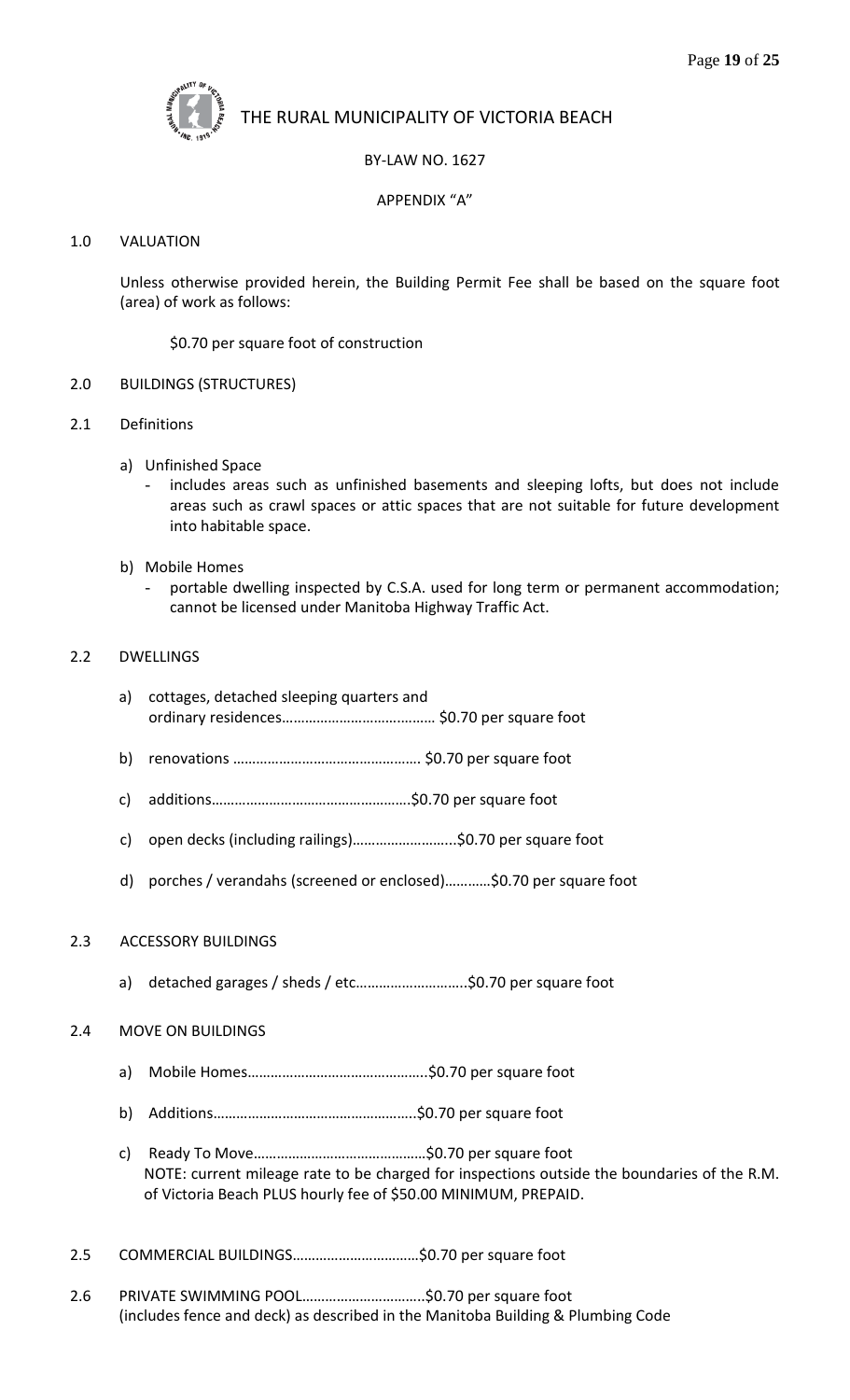THE RURAL MUNICIPALITY OF VICTORIA BEACH

BY-LAW NO. 1627

APPENDIX "A"

## 1.0 VALUATION

Unless otherwise provided herein, the Building Permit Fee shall be based on the square foot (area) of work as follows:

$0.70 per square foot of construction

## 2.0 BUILDINGS (STRUCTURES)

### 2.1 Definitions

a) Unfinished Space
   - includes areas such as unfinished basements and sleeping lofts, but does not include areas such as crawl spaces or attic spaces that are not suitable for future development into habitable space.

b) Mobile Homes
   - portable dwelling inspected by C.S.A. used for long term or permanent accommodation; cannot be licensed under Manitoba Highway Traffic Act.

### 2.2 DWELLINGS

a) cottages, detached sleeping quarters and ordinary residences………………………………… $0.70 per square foot

b) renovations ………………………………………. $0.70 per square foot

c) additions…………………………………………..$0.70 per square foot

c) open decks (including railings)……………………..$0.70 per square foot

d) porches / verandahs (screened or enclosed)…………$0.70 per square foot

### 2.3 ACCESSORY BUILDINGS

a) detached garages / sheds / etc………………………..$0.70 per square foot

### 2.4 MOVE ON BUILDINGS

a) Mobile Homes………………………………………..$0.70 per square foot

b) Additions……………………………………………..$0.70 per square foot

c) Ready To Move………………………………………$0.70 per square foot
   NOTE: current mileage rate to be charged for inspections outside the boundaries of the R.M. of Victoria Beach PLUS hourly fee of $50.00 MINIMUM, PREPAID.

### 2.5 COMMERCIAL BUILDINGS……………………………$0.70 per square foot

### 2.6 PRIVATE SWIMMING POOL…………………………..$0.70 per square foot

(includes fence and deck) as described in the Manitoba Building & Plumbing Code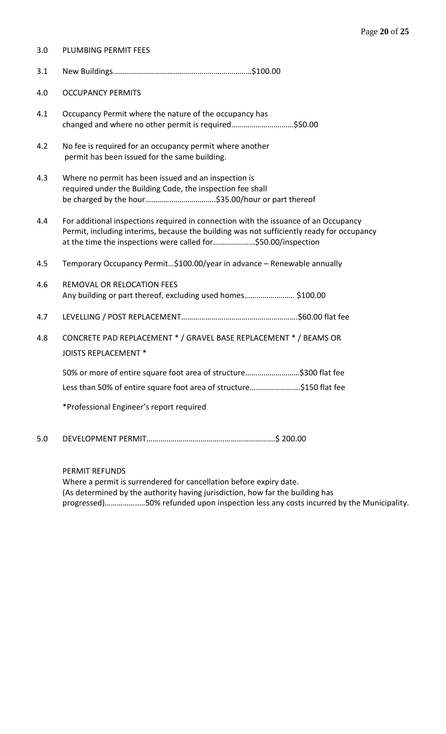3.0 PLUMBING PERMIT FEES

3.1 New Buildings…………………………………………………………$100.00

4.0 OCCUPANCY PERMITS

4.1 Occupancy Permit where the nature of the occupancy has changed and where no other permit is required…………………………$50.00

4.2 No fee is required for an occupancy permit where another permit has been issued for the same building.

4.3 Where no permit has been issued and an inspection is required under the Building Code, the inspection fee shall be charged by the hour……………………………..$35.00/hour or part thereof

4.4 For additional inspections required in connection with the issuance of an Occupancy Permit, including interims, because the building was not sufficiently ready for occupancy at the time the inspections were called for…………………$50.00/inspection

4.5 Temporary Occupancy Permit…$100.00/year in advance – Renewable annually

4.6 REMOVAL OR RELOCATION FEES
Any building or part thereof, excluding used homes……………………. $100.00

4.7 LEVELLING / POST REPLACEMENT…………………………………………………$60.00 flat fee

4.8 CONCRETE PAD REPLACEMENT * / GRAVEL BASE REPLACEMENT * / BEAMS OR JOISTS REPLACEMENT *

50% or more of entire square foot area of structure………………………$300 flat fee

Less than 50% of entire square foot area of structure…………………….$150 flat fee

*Professional Engineer's report required

5.0 DEVELOPMENT PERMIT…………………………………………………….$ 200.00

PERMIT REFUNDS
Where a permit is surrendered for cancellation before expiry date.
(As determined by the authority having jurisdiction, how far the building has progressed)………………50% refunded upon inspection less any costs incurred by the Municipality.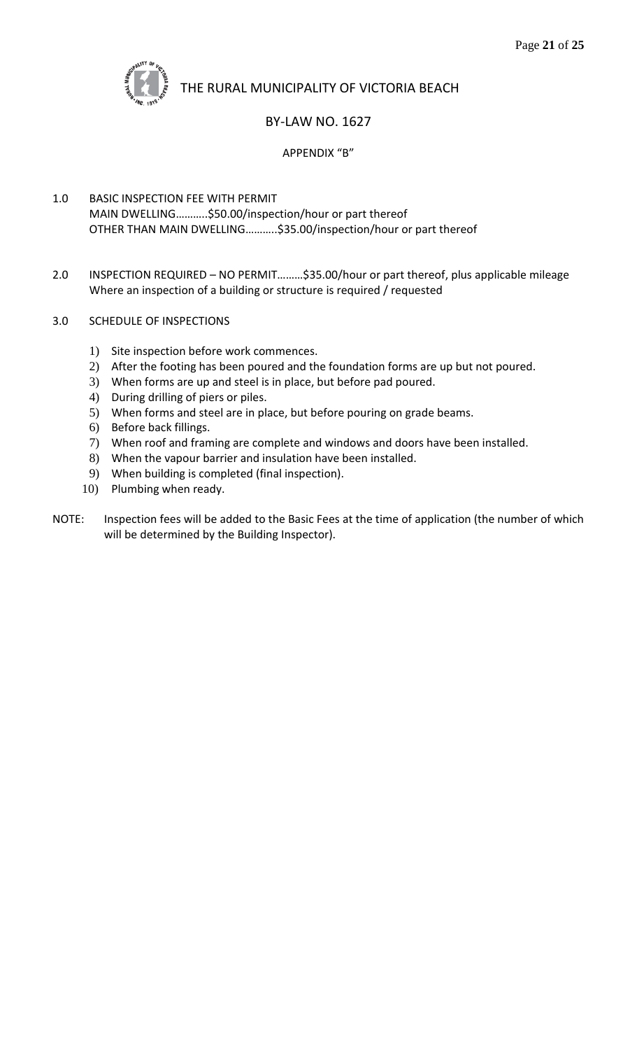THE RURAL MUNICIPALITY OF VICTORIA BEACH

BY-LAW NO. 1627

APPENDIX "B"

1.0 BASIC INSPECTION FEE WITH PERMIT
MAIN DWELLING………..$50.00/inspection/hour or part thereof
OTHER THAN MAIN DWELLING………..$35.00/inspection/hour or part thereof

2.0 INSPECTION REQUIRED – NO PERMIT………$35.00/hour or part thereof, plus applicable mileage
Where an inspection of a building or structure is required / requested

3.0 SCHEDULE OF INSPECTIONS

1) Site inspection before work commences.
2) After the footing has been poured and the foundation forms are up but not poured.
3) When forms are up and steel is in place, but before pad poured.
4) During drilling of piers or piles.
5) When forms and steel are in place, but before pouring on grade beams.
6) Before back fillings.
7) When roof and framing are complete and windows and doors have been installed.
8) When the vapour barrier and insulation have been installed.
9) When building is completed (final inspection).
10) Plumbing when ready.

NOTE: Inspection fees will be added to the Basic Fees at the time of application (the number of which will be determined by the Building Inspector).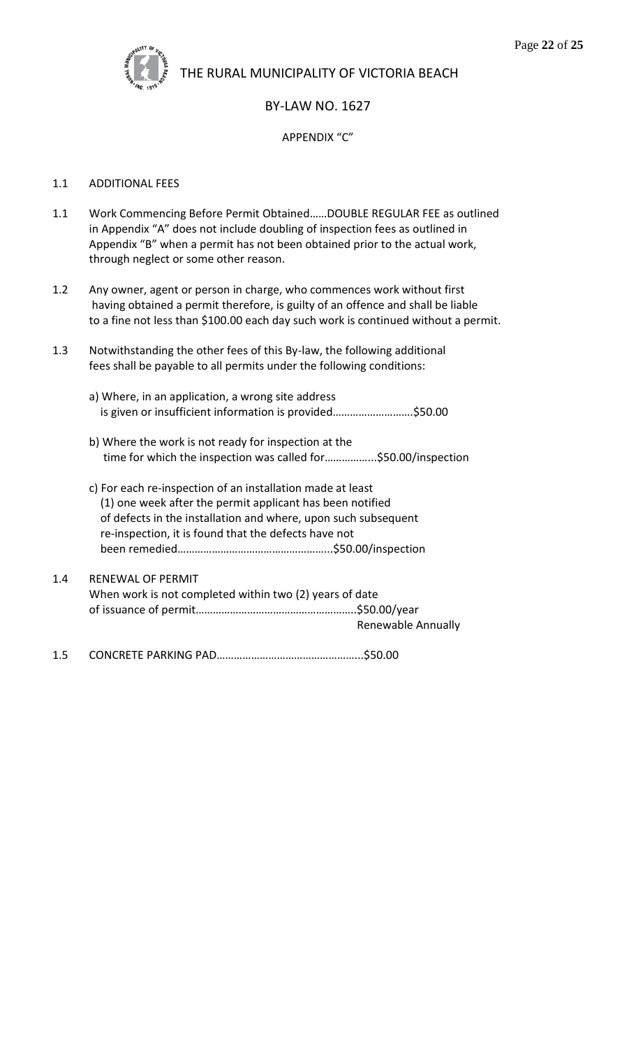# THE RURAL MUNICIPALITY OF VICTORIA BEACH

## BY-LAW NO. 1627

### APPENDIX "C"

1.1 ADDITIONAL FEES

1.1 Work Commencing Before Permit Obtained……DOUBLE REGULAR FEE as outlined in Appendix "A" does not include doubling of inspection fees as outlined in Appendix "B" when a permit has not been obtained prior to the actual work, through neglect or some other reason.

1.2 Any owner, agent or person in charge, who commences work without first having obtained a permit therefore, is guilty of an offence and shall be liable to a fine not less than $100.00 each day such work is continued without a permit.

1.3 Notwithstanding the other fees of this By-law, the following additional fees shall be payable to all permits under the following conditions:

a) Where, in an application, a wrong site address is given or insufficient information is provided……………………….$50.00

b) Where the work is not ready for inspection at the time for which the inspection was called for……………...$50.00/inspection

c) For each re-inspection of an installation made at least (1) one week after the permit applicant has been notified of defects in the installation and where, upon such subsequent re-inspection, it is found that the defects have not been remedied……………………………………………..$50.00/inspection

1.4 RENEWAL OF PERMIT
When work is not completed within two (2) years of date of issuance of permit……………………………………………….$50.00/year
Renewable Annually

1.5 CONCRETE PARKING PAD…………………………………………..$50.00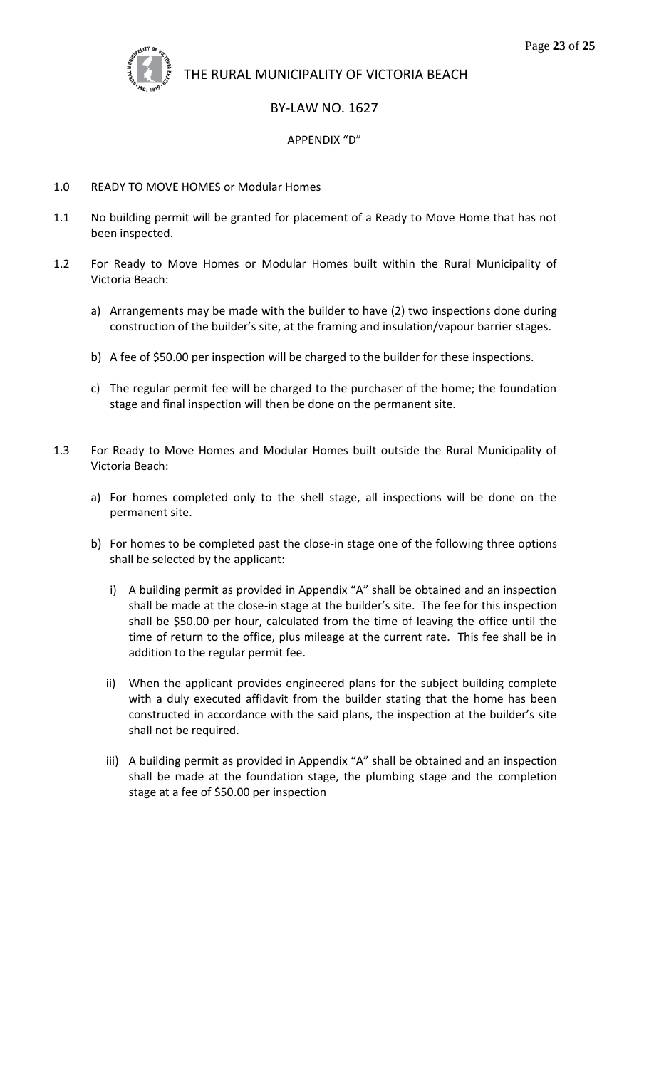# THE RURAL MUNICIPALITY OF VICTORIA BEACH

## BY-LAW NO. 1627

### APPENDIX "D"

1.0 READY TO MOVE HOMES or Modular Homes

1.1 No building permit will be granted for placement of a Ready to Move Home that has not been inspected.

1.2 For Ready to Move Homes or Modular Homes built within the Rural Municipality of Victoria Beach:

a) Arrangements may be made with the builder to have (2) two inspections done during construction of the builder's site, at the framing and insulation/vapour barrier stages.

b) A fee of $50.00 per inspection will be charged to the builder for these inspections.

c) The regular permit fee will be charged to the purchaser of the home; the foundation stage and final inspection will then be done on the permanent site.

1.3 For Ready to Move Homes and Modular Homes built outside the Rural Municipality of Victoria Beach:

a) For homes completed only to the shell stage, all inspections will be done on the permanent site.

b) For homes to be completed past the close-in stage one of the following three options shall be selected by the applicant:

i) A building permit as provided in Appendix "A" shall be obtained and an inspection shall be made at the close-in stage at the builder's site. The fee for this inspection shall be $50.00 per hour, calculated from the time of leaving the office until the time of return to the office, plus mileage at the current rate. This fee shall be in addition to the regular permit fee.

ii) When the applicant provides engineered plans for the subject building complete with a duly executed affidavit from the builder stating that the home has been constructed in accordance with the said plans, the inspection at the builder's site shall not be required.

iii) A building permit as provided in Appendix "A" shall be obtained and an inspection shall be made at the foundation stage, the plumbing stage and the completion stage at a fee of $50.00 per inspection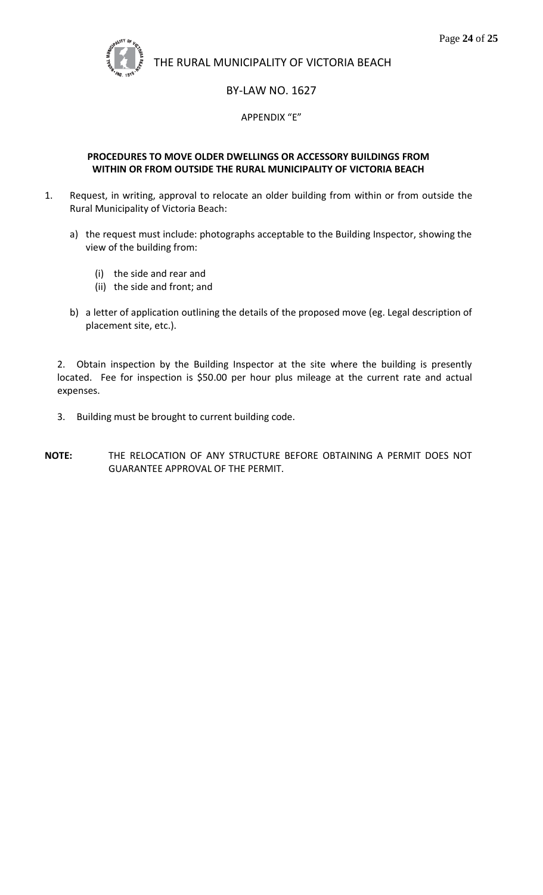THE RURAL MUNICIPALITY OF VICTORIA BEACH

BY-LAW NO. 1627

APPENDIX "E"

**PROCEDURES TO MOVE OLDER DWELLINGS OR ACCESSORY BUILDINGS FROM WITHIN OR FROM OUTSIDE THE RURAL MUNICIPALITY OF VICTORIA BEACH**

1. Request, in writing, approval to relocate an older building from within or from outside the Rural Municipality of Victoria Beach:

   a) the request must include: photographs acceptable to the Building Inspector, showing the view of the building from:

      (i) the side and rear and
      (ii) the side and front; and

   b) a letter of application outlining the details of the proposed move (eg. Legal description of placement site, etc.).

2. Obtain inspection by the Building Inspector at the site where the building is presently located. Fee for inspection is $50.00 per hour plus mileage at the current rate and actual expenses.

3. Building must be brought to current building code.

**NOTE:** THE RELOCATION OF ANY STRUCTURE BEFORE OBTAINING A PERMIT DOES NOT GUARANTEE APPROVAL OF THE PERMIT.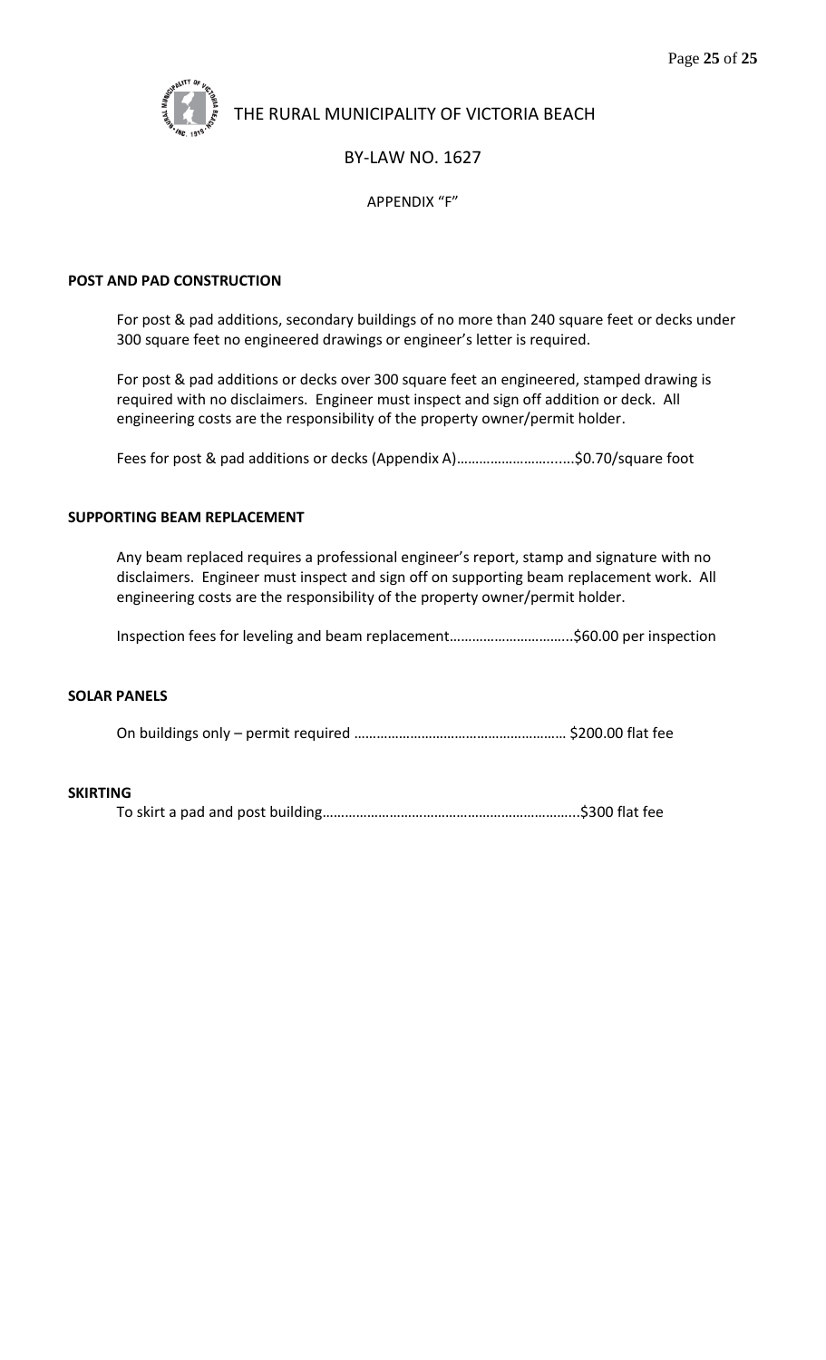THE RURAL MUNICIPALITY OF VICTORIA BEACH

BY-LAW NO. 1627

APPENDIX "F"

**POST AND PAD CONSTRUCTION**

For post & pad additions, secondary buildings of no more than 240 square feet or decks under 300 square feet no engineered drawings or engineer's letter is required.

For post & pad additions or decks over 300 square feet an engineered, stamped drawing is required with no disclaimers. Engineer must inspect and sign off addition or deck. All engineering costs are the responsibility of the property owner/permit holder.

Fees for post & pad additions or decks (Appendix A)…………………….......$0.70/square foot

**SUPPORTING BEAM REPLACEMENT**

Any beam replaced requires a professional engineer's report, stamp and signature with no disclaimers. Engineer must inspect and sign off on supporting beam replacement work. All engineering costs are the responsibility of the property owner/permit holder.

Inspection fees for leveling and beam replacement…………………………..$60.00 per inspection

**SOLAR PANELS**

On buildings only – permit required ………………………………………………… $200.00 flat fee

**SKIRTING**

To skirt a pad and post building…………………………………………………………...$300 flat fee